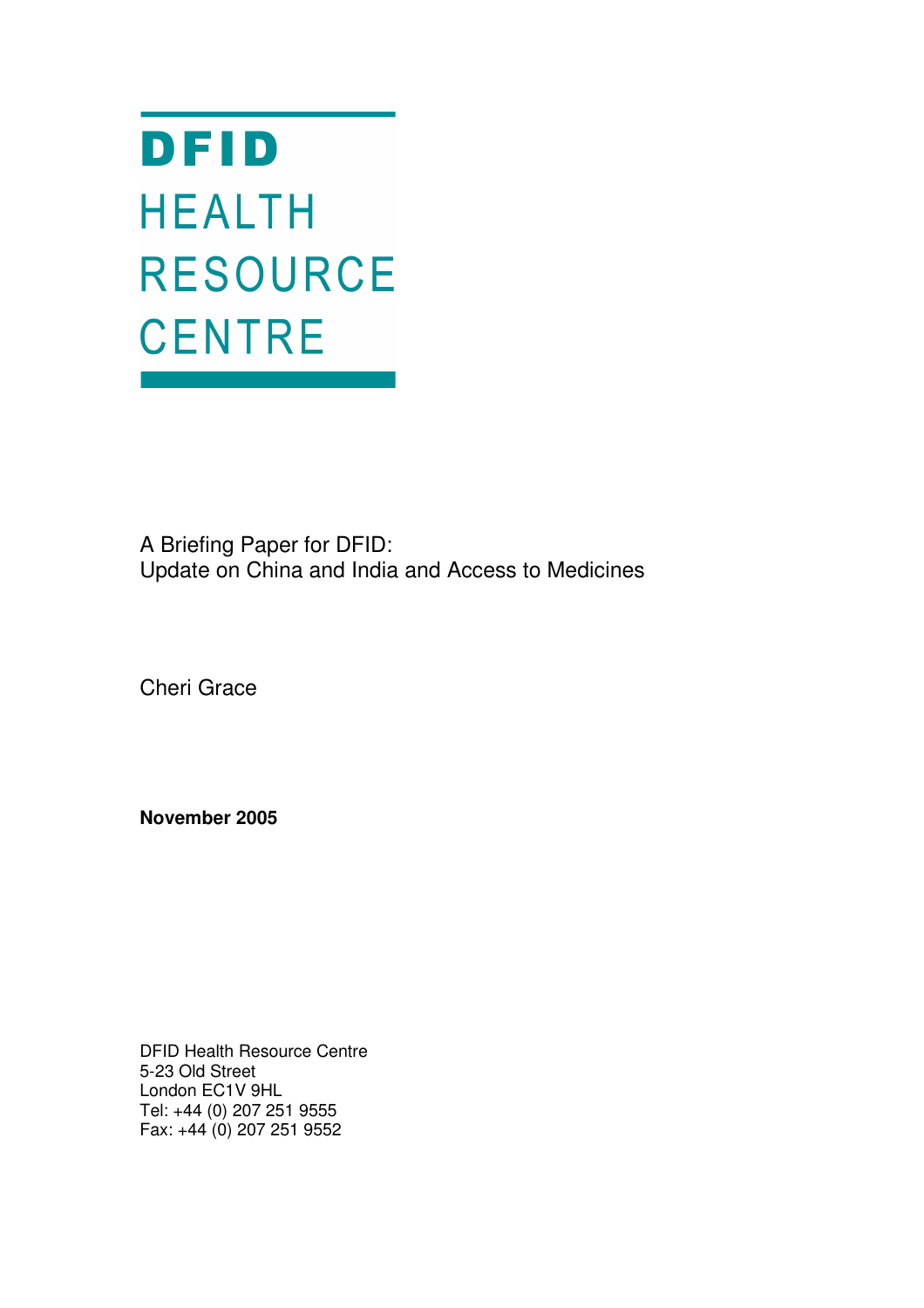# DFID HEALTH RESOURCE CENTRE

A Briefing Paper for DFID:
Update on China and India and Access to Medicines

Cheri Grace

**November 2005**

DFID Health Resource Centre
5-23 Old Street
London EC1V 9HL
Tel: +44 (0) 207 251 9555
Fax: +44 (0) 207 251 9552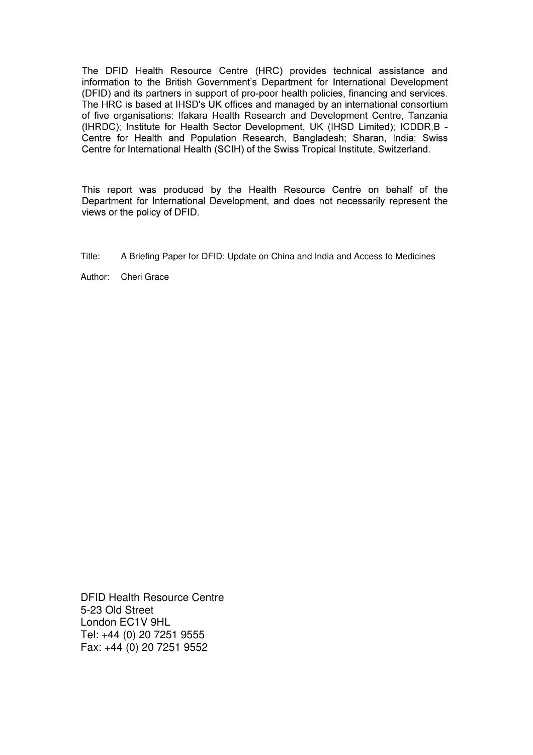The DFID Health Resource Centre (HRC) provides technical assistance and information to the British Government's Department for International Development (DFID) and its partners in support of pro-poor health policies, financing and services. The HRC is based at IHSD's UK offices and managed by an international consortium of five organisations: Ifakara Health Research and Development Centre, Tanzania (IHRDC); Institute for Health Sector Development, UK (IHSD Limited); ICDDR,B - Centre for Health and Population Research, Bangladesh; Sharan, India; Swiss Centre for International Health (SCIH) of the Swiss Tropical Institute, Switzerland.

This report was produced by the Health Resource Centre on behalf of the Department for International Development, and does not necessarily represent the views or the policy of DFID.

Title: A Briefing Paper for DFID: Update on China and India and Access to Medicines

Author: Cheri Grace

DFID Health Resource Centre
5-23 Old Street
London EC1V 9HL
Tel: +44 (0) 20 7251 9555
Fax: +44 (0) 20 7251 9552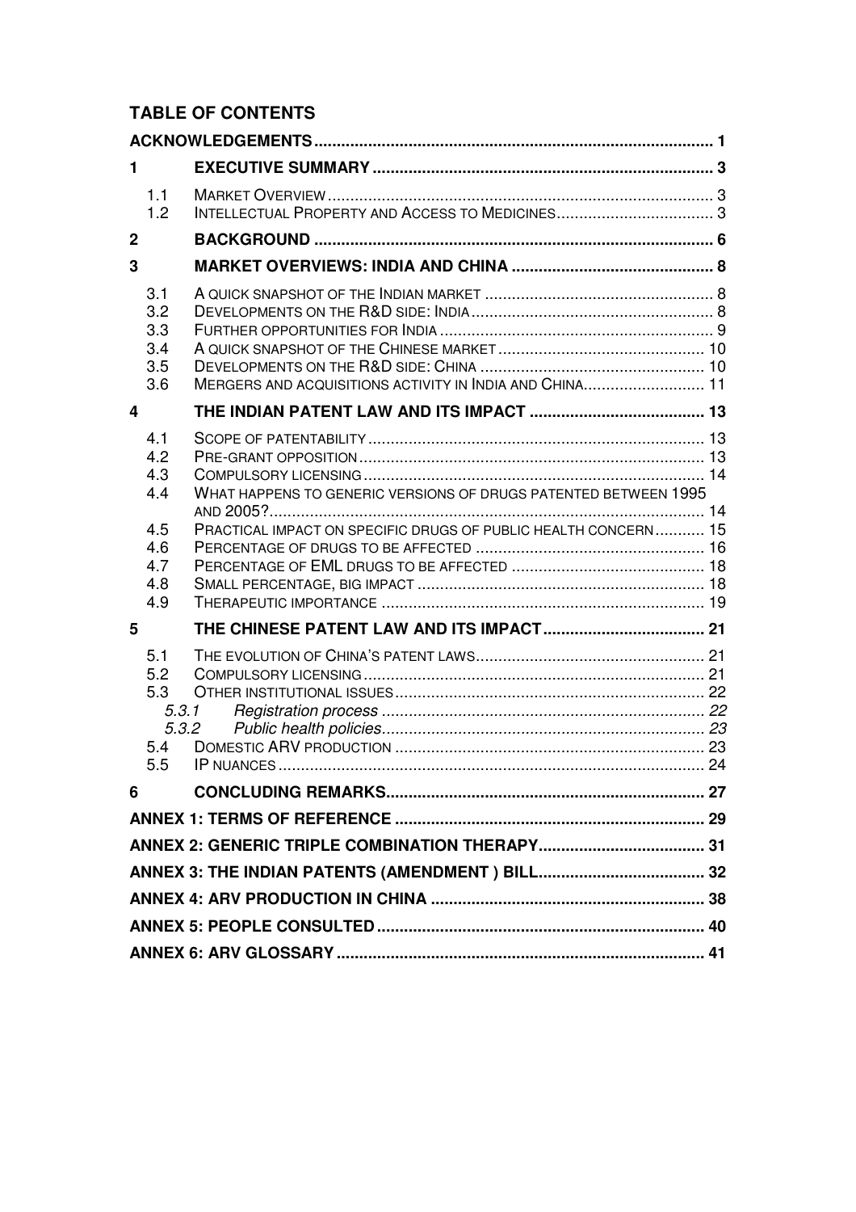## TABLE OF CONTENTS

| | | |
|---|---|---|
| **ACKNOWLEDGEMENTS** | | **1** |
| **1** | **EXECUTIVE SUMMARY** | **3** |
| 1.1 | MARKET OVERVIEW | 3 |
| 1.2 | INTELLECTUAL PROPERTY AND ACCESS TO MEDICINES | 3 |
| **2** | **BACKGROUND** | **6** |
| **3** | **MARKET OVERVIEWS: INDIA AND CHINA** | **8** |
| 3.1 | A QUICK SNAPSHOT OF THE INDIAN MARKET | 8 |
| 3.2 | DEVELOPMENTS ON THE R&D SIDE: INDIA | 8 |
| 3.3 | FURTHER OPPORTUNITIES FOR INDIA | 9 |
| 3.4 | A QUICK SNAPSHOT OF THE CHINESE MARKET | 10 |
| 3.5 | DEVELOPMENTS ON THE R&D SIDE: CHINA | 10 |
| 3.6 | MERGERS AND ACQUISITIONS ACTIVITY IN INDIA AND CHINA | 11 |
| **4** | **THE INDIAN PATENT LAW AND ITS IMPACT** | **13** |
| 4.1 | SCOPE OF PATENTABILITY | 13 |
| 4.2 | PRE-GRANT OPPOSITION | 13 |
| 4.3 | COMPULSORY LICENSING | 14 |
| 4.4 | WHAT HAPPENS TO GENERIC VERSIONS OF DRUGS PATENTED BETWEEN 1995 AND 2005? | 14 |
| 4.5 | PRACTICAL IMPACT ON SPECIFIC DRUGS OF PUBLIC HEALTH CONCERN | 15 |
| 4.6 | PERCENTAGE OF DRUGS TO BE AFFECTED | 16 |
| 4.7 | PERCENTAGE OF EML DRUGS TO BE AFFECTED | 18 |
| 4.8 | SMALL PERCENTAGE, BIG IMPACT | 18 |
| 4.9 | THERAPEUTIC IMPORTANCE | 19 |
| **5** | **THE CHINESE PATENT LAW AND ITS IMPACT** | **21** |
| 5.1 | THE EVOLUTION OF CHINA'S PATENT LAWS | 21 |
| 5.2 | COMPULSORY LICENSING | 21 |
| 5.3 | OTHER INSTITUTIONAL ISSUES | 22 |
| *5.3.1* | *Registration process* | *22* |
| *5.3.2* | *Public health policies* | *23* |
| 5.4 | DOMESTIC ARV PRODUCTION | 23 |
| 5.5 | IP NUANCES | 24 |
| **6** | **CONCLUDING REMARKS** | **27** |
| **ANNEX 1: TERMS OF REFERENCE** | | **29** |
| **ANNEX 2: GENERIC TRIPLE COMBINATION THERAPY** | | **31** |
| **ANNEX 3: THE INDIAN PATENTS (AMENDMENT ) BILL** | | **32** |
| **ANNEX 4: ARV PRODUCTION IN CHINA** | | **38** |
| **ANNEX 5: PEOPLE CONSULTED** | | **40** |
| **ANNEX 6: ARV GLOSSARY** | | **41** |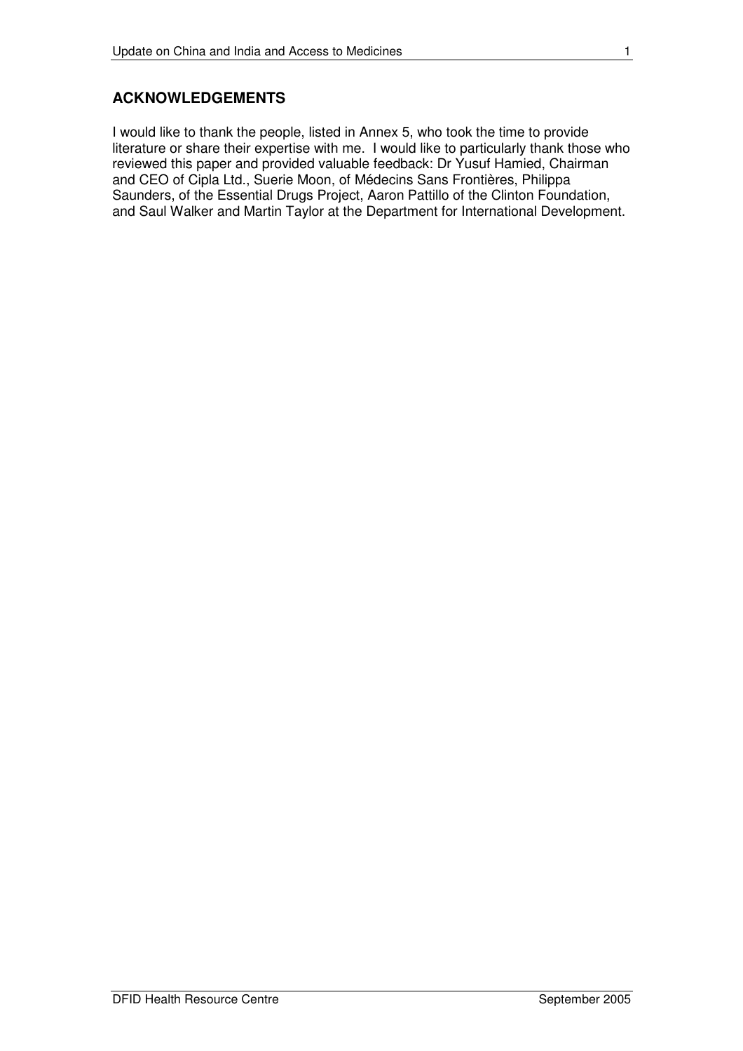## ACKNOWLEDGEMENTS

I would like to thank the people, listed in Annex 5, who took the time to provide literature or share their expertise with me. I would like to particularly thank those who reviewed this paper and provided valuable feedback: Dr Yusuf Hamied, Chairman and CEO of Cipla Ltd., Suerie Moon, of Médecins Sans Frontières, Philippa Saunders, of the Essential Drugs Project, Aaron Pattillo of the Clinton Foundation, and Saul Walker and Martin Taylor at the Department for International Development.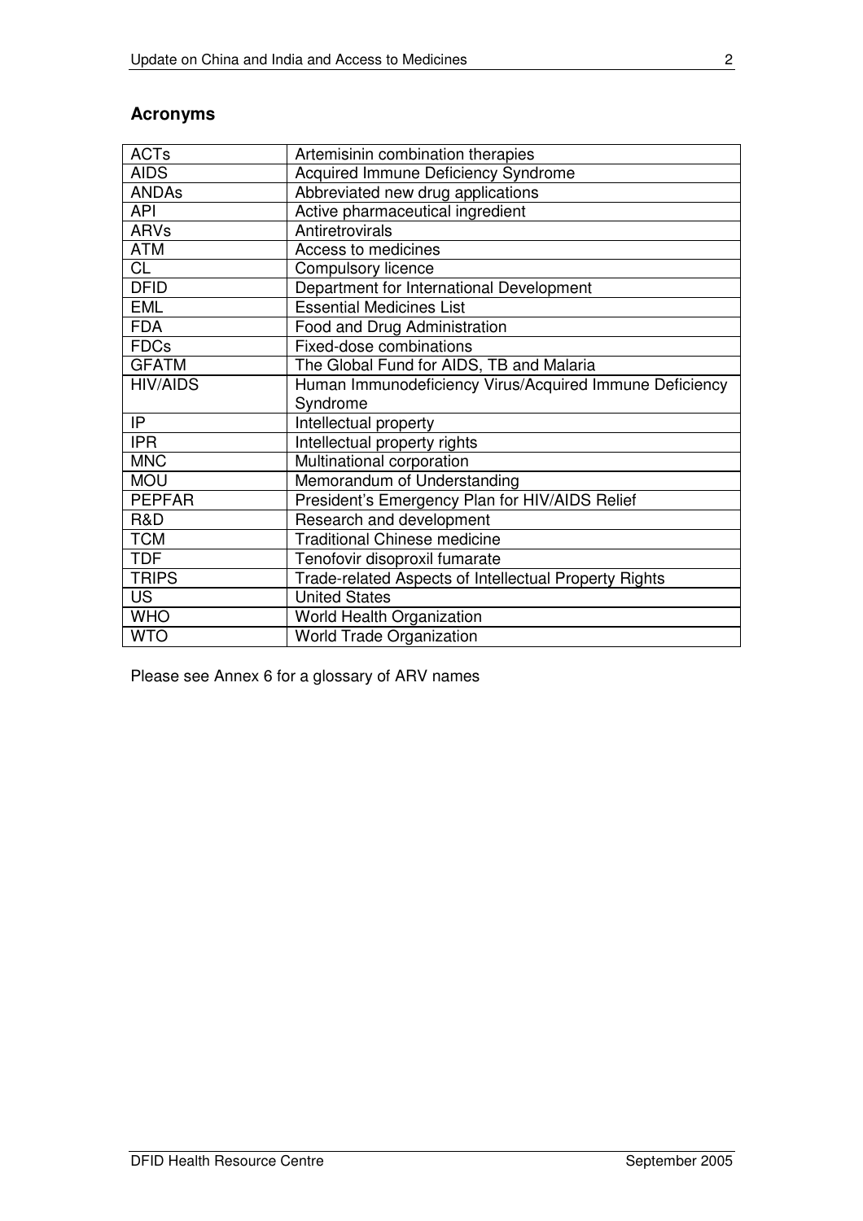## Acronyms

| | |
|---|---|
| ACTs | Artemisinin combination therapies |
| AIDS | Acquired Immune Deficiency Syndrome |
| ANDAs | Abbreviated new drug applications |
| API | Active pharmaceutical ingredient |
| ARVs | Antiretrovirals |
| ATM | Access to medicines |
| CL | Compulsory licence |
| DFID | Department for International Development |
| EML | Essential Medicines List |
| FDA | Food and Drug Administration |
| FDCs | Fixed-dose combinations |
| GFATM | The Global Fund for AIDS, TB and Malaria |
| HIV/AIDS | Human Immunodeficiency Virus/Acquired Immune Deficiency Syndrome |
| IP | Intellectual property |
| IPR | Intellectual property rights |
| MNC | Multinational corporation |
| MOU | Memorandum of Understanding |
| PEPFAR | President's Emergency Plan for HIV/AIDS Relief |
| R&D | Research and development |
| TCM | Traditional Chinese medicine |
| TDF | Tenofovir disoproxil fumarate |
| TRIPS | Trade-related Aspects of Intellectual Property Rights |
| US | United States |
| WHO | World Health Organization |
| WTO | World Trade Organization |

Please see Annex 6 for a glossary of ARV names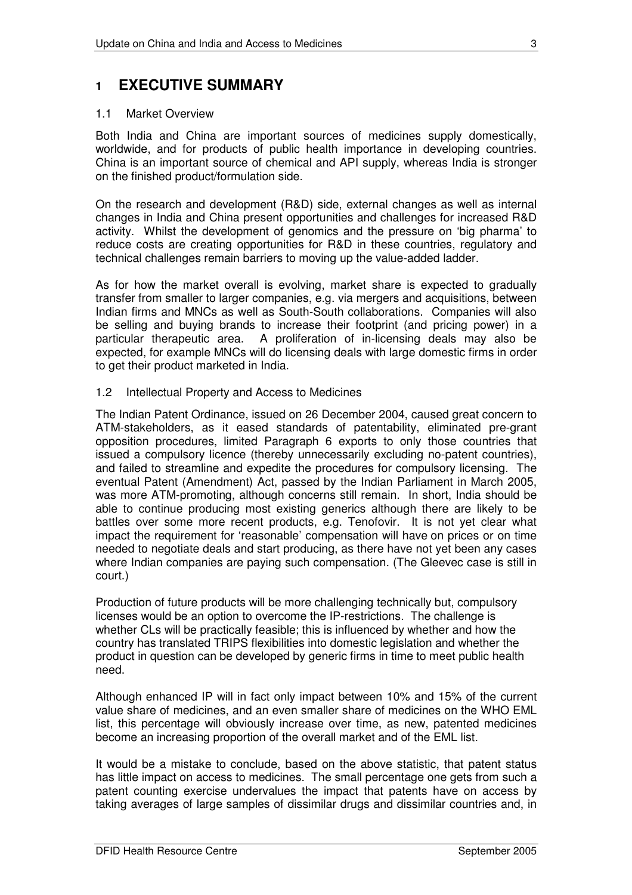# 1 EXECUTIVE SUMMARY

## 1.1 Market Overview

Both India and China are important sources of medicines supply domestically, worldwide, and for products of public health importance in developing countries. China is an important source of chemical and API supply, whereas India is stronger on the finished product/formulation side.

On the research and development (R&D) side, external changes as well as internal changes in India and China present opportunities and challenges for increased R&D activity. Whilst the development of genomics and the pressure on 'big pharma' to reduce costs are creating opportunities for R&D in these countries, regulatory and technical challenges remain barriers to moving up the value-added ladder.

As for how the market overall is evolving, market share is expected to gradually transfer from smaller to larger companies, e.g. via mergers and acquisitions, between Indian firms and MNCs as well as South-South collaborations. Companies will also be selling and buying brands to increase their footprint (and pricing power) in a particular therapeutic area. A proliferation of in-licensing deals may also be expected, for example MNCs will do licensing deals with large domestic firms in order to get their product marketed in India.

## 1.2 Intellectual Property and Access to Medicines

The Indian Patent Ordinance, issued on 26 December 2004, caused great concern to ATM-stakeholders, as it eased standards of patentability, eliminated pre-grant opposition procedures, limited Paragraph 6 exports to only those countries that issued a compulsory licence (thereby unnecessarily excluding no-patent countries), and failed to streamline and expedite the procedures for compulsory licensing. The eventual Patent (Amendment) Act, passed by the Indian Parliament in March 2005, was more ATM-promoting, although concerns still remain. In short, India should be able to continue producing most existing generics although there are likely to be battles over some more recent products, e.g. Tenofovir. It is not yet clear what impact the requirement for 'reasonable' compensation will have on prices or on time needed to negotiate deals and start producing, as there have not yet been any cases where Indian companies are paying such compensation. (The Gleevec case is still in court.)

Production of future products will be more challenging technically but, compulsory licenses would be an option to overcome the IP-restrictions. The challenge is whether CLs will be practically feasible; this is influenced by whether and how the country has translated TRIPS flexibilities into domestic legislation and whether the product in question can be developed by generic firms in time to meet public health need.

Although enhanced IP will in fact only impact between 10% and 15% of the current value share of medicines, and an even smaller share of medicines on the WHO EML list, this percentage will obviously increase over time, as new, patented medicines become an increasing proportion of the overall market and of the EML list.

It would be a mistake to conclude, based on the above statistic, that patent status has little impact on access to medicines. The small percentage one gets from such a patent counting exercise undervalues the impact that patents have on access by taking averages of large samples of dissimilar drugs and dissimilar countries and, in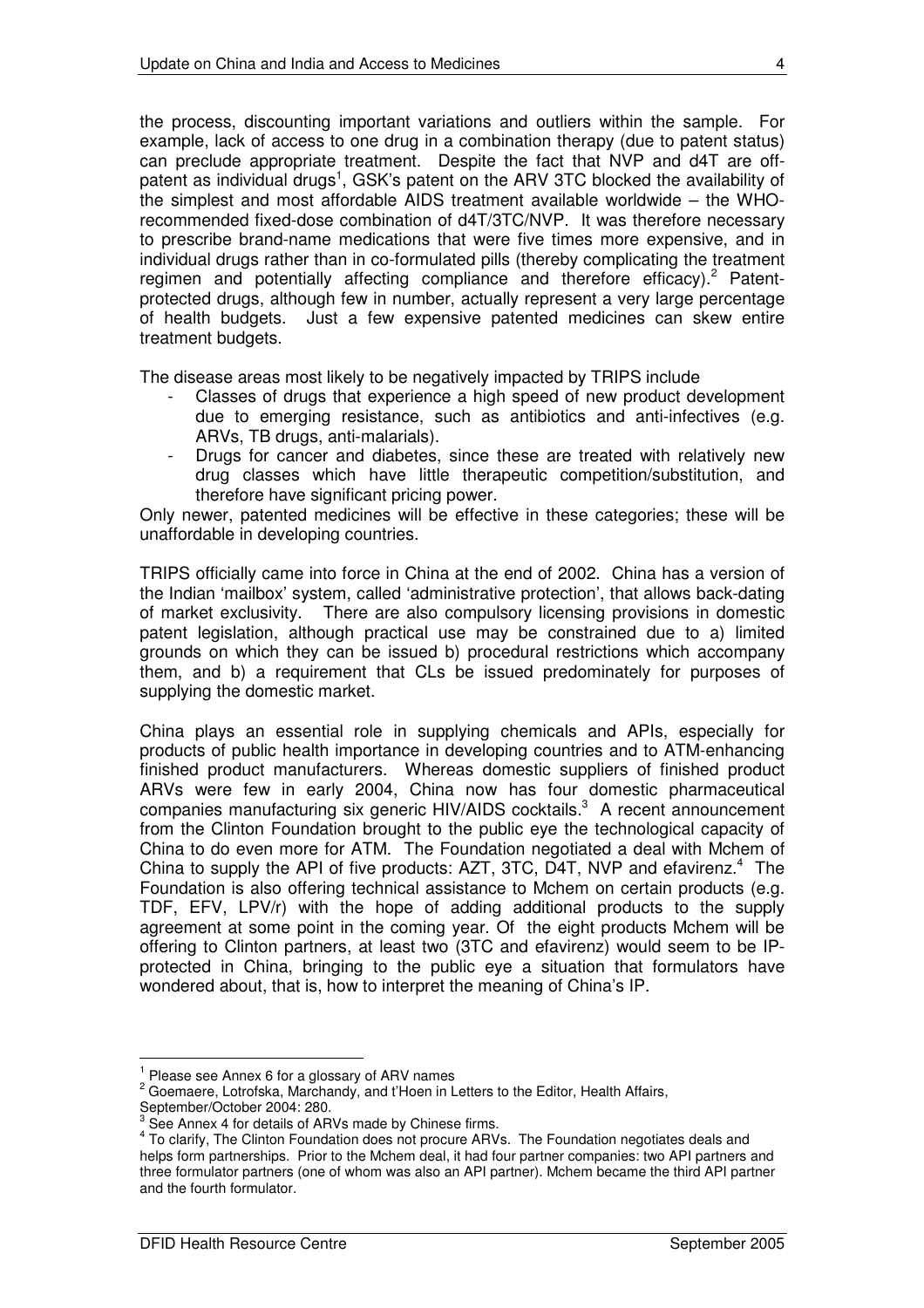the process, discounting important variations and outliers within the sample. For example, lack of access to one drug in a combination therapy (due to patent status) can preclude appropriate treatment. Despite the fact that NVP and d4T are off-patent as individual drugs[1], GSK's patent on the ARV 3TC blocked the availability of the simplest and most affordable AIDS treatment available worldwide – the WHO-recommended fixed-dose combination of d4T/3TC/NVP. It was therefore necessary to prescribe brand-name medications that were five times more expensive, and in individual drugs rather than in co-formulated pills (thereby complicating the treatment regimen and potentially affecting compliance and therefore efficacy).[2] Patent-protected drugs, although few in number, actually represent a very large percentage of health budgets. Just a few expensive patented medicines can skew entire treatment budgets.

The disease areas most likely to be negatively impacted by TRIPS include

- Classes of drugs that experience a high speed of new product development due to emerging resistance, such as antibiotics and anti-infectives (e.g. ARVs, TB drugs, anti-malarials).
- Drugs for cancer and diabetes, since these are treated with relatively new drug classes which have little therapeutic competition/substitution, and therefore have significant pricing power.

Only newer, patented medicines will be effective in these categories; these will be unaffordable in developing countries.

TRIPS officially came into force in China at the end of 2002. China has a version of the Indian 'mailbox' system, called 'administrative protection', that allows back-dating of market exclusivity. There are also compulsory licensing provisions in domestic patent legislation, although practical use may be constrained due to a) limited grounds on which they can be issued b) procedural restrictions which accompany them, and b) a requirement that CLs be issued predominately for purposes of supplying the domestic market.

China plays an essential role in supplying chemicals and APIs, especially for products of public health importance in developing countries and to ATM-enhancing finished product manufacturers. Whereas domestic suppliers of finished product ARVs were few in early 2004, China now has four domestic pharmaceutical companies manufacturing six generic HIV/AIDS cocktails.[3] A recent announcement from the Clinton Foundation brought to the public eye the technological capacity of China to do even more for ATM. The Foundation negotiated a deal with Mchem of China to supply the API of five products: AZT, 3TC, D4T, NVP and efavirenz.[4] The Foundation is also offering technical assistance to Mchem on certain products (e.g. TDF, EFV, LPV/r) with the hope of adding additional products to the supply agreement at some point in the coming year. Of the eight products Mchem will be offering to Clinton partners, at least two (3TC and efavirenz) would seem to be IP-protected in China, bringing to the public eye a situation that formulators have wondered about, that is, how to interpret the meaning of China's IP.

---

[1] Please see Annex 6 for a glossary of ARV names

[2] Goemaere, Lotrofska, Marchandy, and t'Hoen in Letters to the Editor, Health Affairs, September/October 2004: 280.

[3] See Annex 4 for details of ARVs made by Chinese firms.

[4] To clarify, The Clinton Foundation does not procure ARVs. The Foundation negotiates deals and helps form partnerships. Prior to the Mchem deal, it had four partner companies: two API partners and three formulator partners (one of whom was also an API partner). Mchem became the third API partner and the fourth formulator.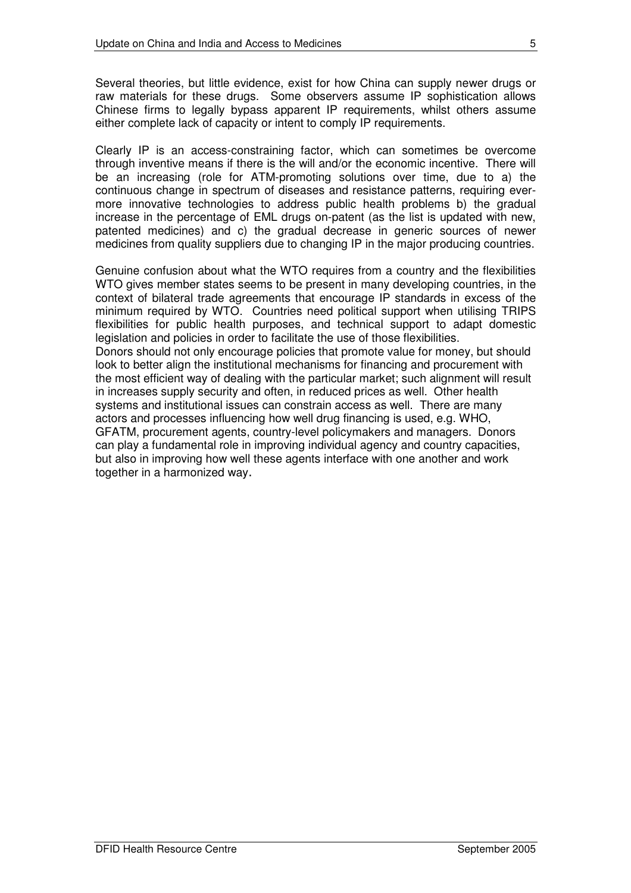Several theories, but little evidence, exist for how China can supply newer drugs or raw materials for these drugs. Some observers assume IP sophistication allows Chinese firms to legally bypass apparent IP requirements, whilst others assume either complete lack of capacity or intent to comply IP requirements.

Clearly IP is an access-constraining factor, which can sometimes be overcome through inventive means if there is the will and/or the economic incentive. There will be an increasing (role for ATM-promoting solutions over time, due to a) the continuous change in spectrum of diseases and resistance patterns, requiring ever-more innovative technologies to address public health problems b) the gradual increase in the percentage of EML drugs on-patent (as the list is updated with new, patented medicines) and c) the gradual decrease in generic sources of newer medicines from quality suppliers due to changing IP in the major producing countries.

Genuine confusion about what the WTO requires from a country and the flexibilities WTO gives member states seems to be present in many developing countries, in the context of bilateral trade agreements that encourage IP standards in excess of the minimum required by WTO. Countries need political support when utilising TRIPS flexibilities for public health purposes, and technical support to adapt domestic legislation and policies in order to facilitate the use of those flexibilities.

Donors should not only encourage policies that promote value for money, but should look to better align the institutional mechanisms for financing and procurement with the most efficient way of dealing with the particular market; such alignment will result in increases supply security and often, in reduced prices as well. Other health systems and institutional issues can constrain access as well. There are many actors and processes influencing how well drug financing is used, e.g. WHO, GFATM, procurement agents, country-level policymakers and managers. Donors can play a fundamental role in improving individual agency and country capacities, but also in improving how well these agents interface with one another and work together in a harmonized way.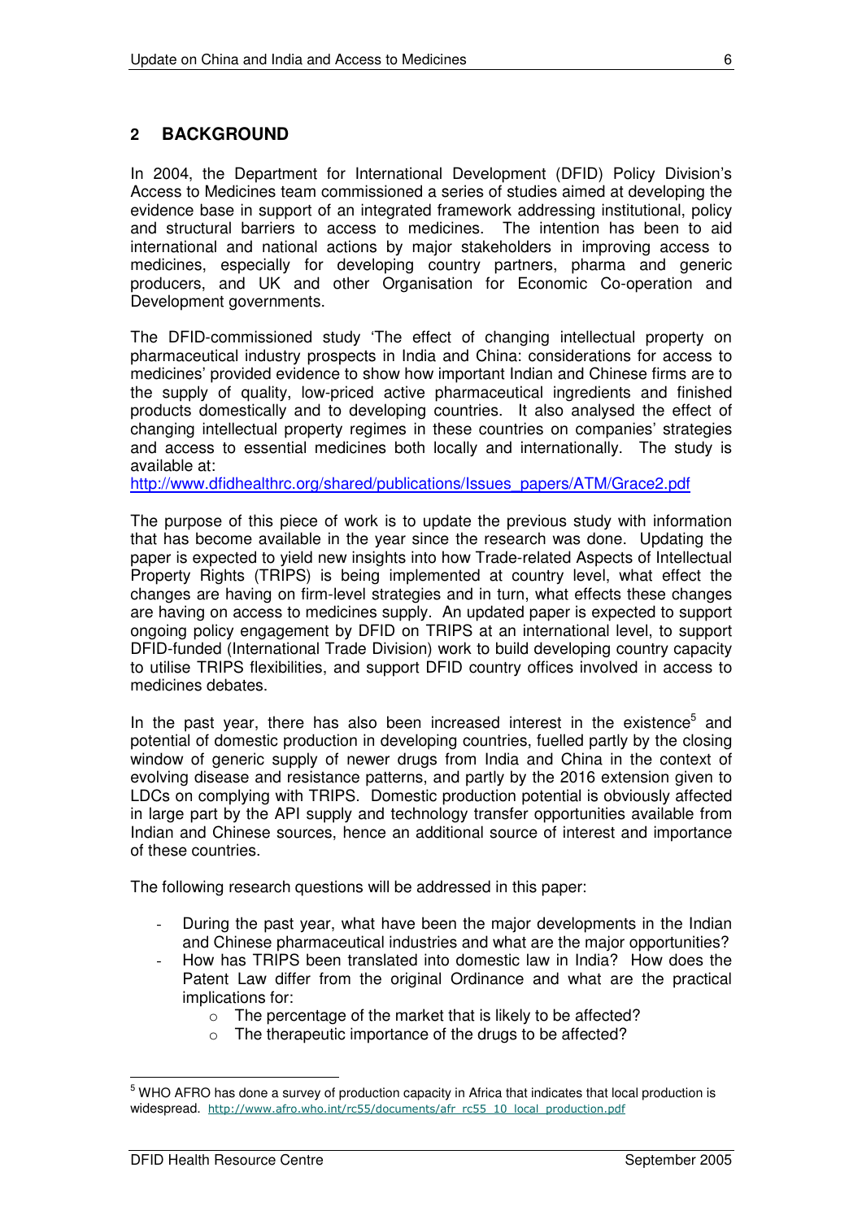## 2 BACKGROUND

In 2004, the Department for International Development (DFID) Policy Division's Access to Medicines team commissioned a series of studies aimed at developing the evidence base in support of an integrated framework addressing institutional, policy and structural barriers to access to medicines. The intention has been to aid international and national actions by major stakeholders in improving access to medicines, especially for developing country partners, pharma and generic producers, and UK and other Organisation for Economic Co-operation and Development governments.

The DFID-commissioned study 'The effect of changing intellectual property on pharmaceutical industry prospects in India and China: considerations for access to medicines' provided evidence to show how important Indian and Chinese firms are to the supply of quality, low-priced active pharmaceutical ingredients and finished products domestically and to developing countries. It also analysed the effect of changing intellectual property regimes in these countries on companies' strategies and access to essential medicines both locally and internationally. The study is available at:
http://www.dfidhealthrc.org/shared/publications/Issues_papers/ATM/Grace2.pdf

The purpose of this piece of work is to update the previous study with information that has become available in the year since the research was done. Updating the paper is expected to yield new insights into how Trade-related Aspects of Intellectual Property Rights (TRIPS) is being implemented at country level, what effect the changes are having on firm-level strategies and in turn, what effects these changes are having on access to medicines supply. An updated paper is expected to support ongoing policy engagement by DFID on TRIPS at an international level, to support DFID-funded (International Trade Division) work to build developing country capacity to utilise TRIPS flexibilities, and support DFID country offices involved in access to medicines debates.

In the past year, there has also been increased interest in the existence[5] and potential of domestic production in developing countries, fuelled partly by the closing window of generic supply of newer drugs from India and China in the context of evolving disease and resistance patterns, and partly by the 2016 extension given to LDCs on complying with TRIPS. Domestic production potential is obviously affected in large part by the API supply and technology transfer opportunities available from Indian and Chinese sources, hence an additional source of interest and importance of these countries.

The following research questions will be addressed in this paper:

- During the past year, what have been the major developments in the Indian and Chinese pharmaceutical industries and what are the major opportunities?
- How has TRIPS been translated into domestic law in India? How does the Patent Law differ from the original Ordinance and what are the practical implications for:
  - The percentage of the market that is likely to be affected?
  - The therapeutic importance of the drugs to be affected?

[5] WHO AFRO has done a survey of production capacity in Africa that indicates that local production is widespread. http://www.afro.who.int/rc55/documents/afr_rc55_10_local_production.pdf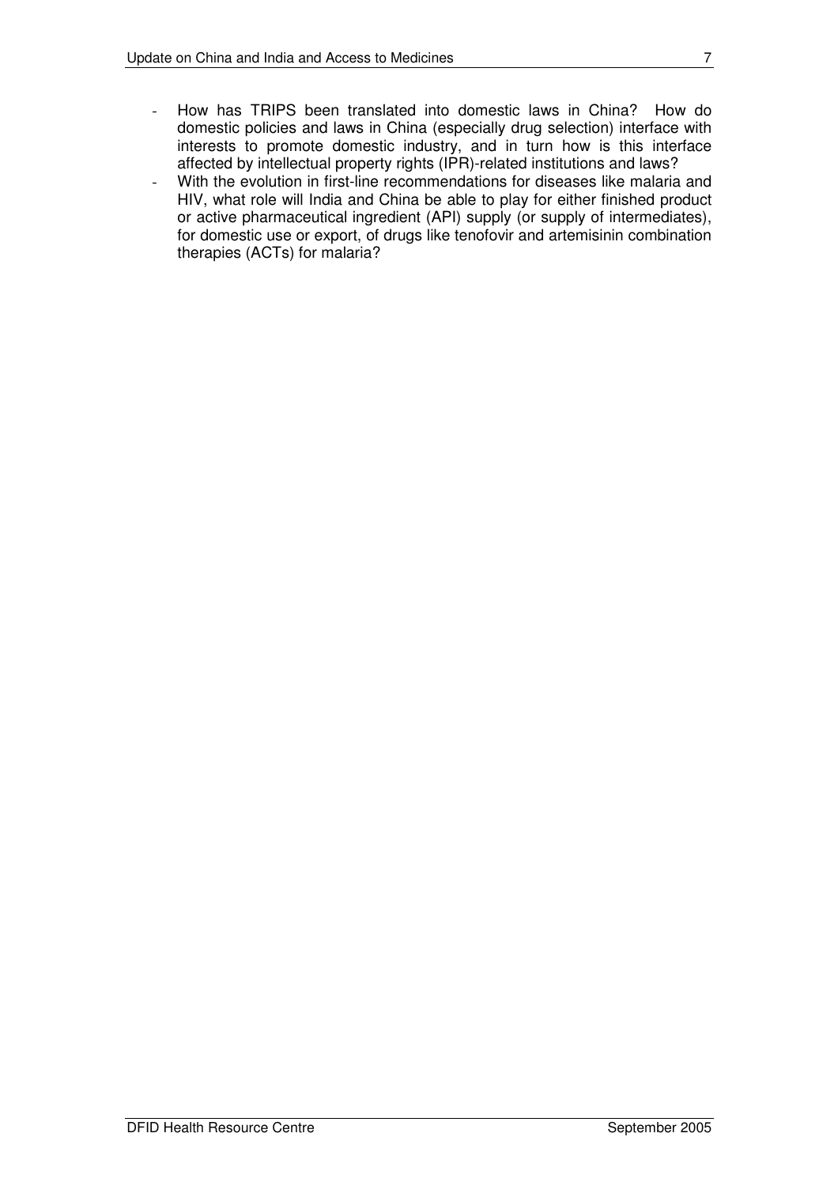- How has TRIPS been translated into domestic laws in China? How do domestic policies and laws in China (especially drug selection) interface with interests to promote domestic industry, and in turn how is this interface affected by intellectual property rights (IPR)-related institutions and laws?
- With the evolution in first-line recommendations for diseases like malaria and HIV, what role will India and China be able to play for either finished product or active pharmaceutical ingredient (API) supply (or supply of intermediates), for domestic use or export, of drugs like tenofovir and artemisinin combination therapies (ACTs) for malaria?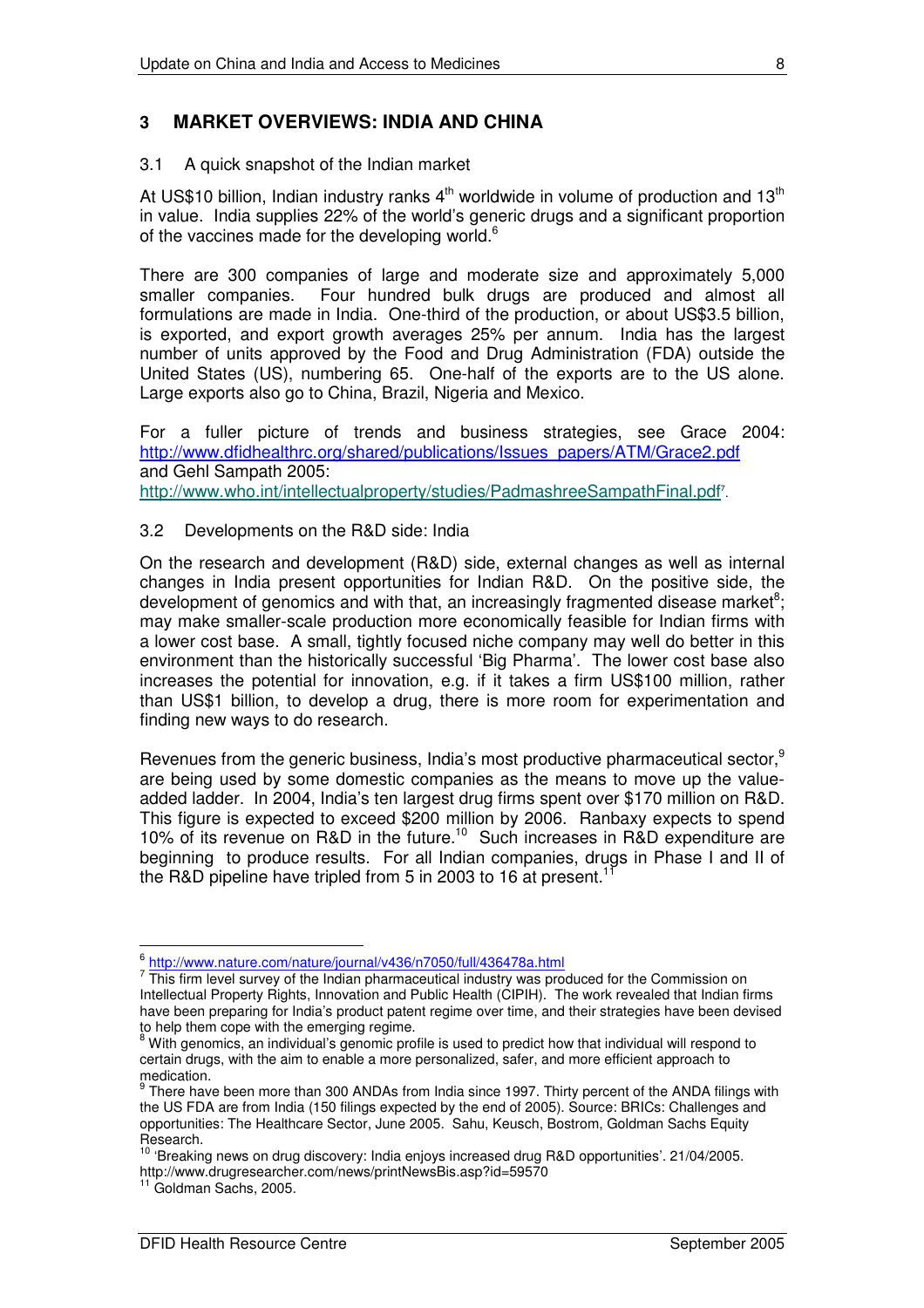## 3 MARKET OVERVIEWS: INDIA AND CHINA

### 3.1 A quick snapshot of the Indian market

At US$10 billion, Indian industry ranks 4th worldwide in volume of production and 13th in value. India supplies 22% of the world's generic drugs and a significant proportion of the vaccines made for the developing world.[6]

There are 300 companies of large and moderate size and approximately 5,000 smaller companies. Four hundred bulk drugs are produced and almost all formulations are made in India. One-third of the production, or about US$3.5 billion, is exported, and export growth averages 25% per annum. India has the largest number of units approved by the Food and Drug Administration (FDA) outside the United States (US), numbering 65. One-half of the exports are to the US alone. Large exports also go to China, Brazil, Nigeria and Mexico.

For a fuller picture of trends and business strategies, see Grace 2004: http://www.dfidhealthrc.org/shared/publications/Issues_papers/ATM/Grace2.pdf and Gehl Sampath 2005: http://www.who.int/intellectualproperty/studies/PadmashreeSampathFinal.pdf[7].

### 3.2 Developments on the R&D side: India

On the research and development (R&D) side, external changes as well as internal changes in India present opportunities for Indian R&D. On the positive side, the development of genomics and with that, an increasingly fragmented disease market[8]; may make smaller-scale production more economically feasible for Indian firms with a lower cost base. A small, tightly focused niche company may well do better in this environment than the historically successful 'Big Pharma'. The lower cost base also increases the potential for innovation, e.g. if it takes a firm US$100 million, rather than US$1 billion, to develop a drug, there is more room for experimentation and finding new ways to do research.

Revenues from the generic business, India's most productive pharmaceutical sector,[9] are being used by some domestic companies as the means to move up the value-added ladder. In 2004, India's ten largest drug firms spent over $170 million on R&D. This figure is expected to exceed $200 million by 2006. Ranbaxy expects to spend 10% of its revenue on R&D in the future.[10] Such increases in R&D expenditure are beginning to produce results. For all Indian companies, drugs in Phase I and II of the R&D pipeline have tripled from 5 in 2003 to 16 at present.[11]

---

[6] http://www.nature.com/nature/journal/v436/n7050/full/436478a.html

[7] This firm level survey of the Indian pharmaceutical industry was produced for the Commission on Intellectual Property Rights, Innovation and Public Health (CIPIH). The work revealed that Indian firms have been preparing for India's product patent regime over time, and their strategies have been devised to help them cope with the emerging regime.

[8] With genomics, an individual's genomic profile is used to predict how that individual will respond to certain drugs, with the aim to enable a more personalized, safer, and more efficient approach to medication.

[9] There have been more than 300 ANDAs from India since 1997. Thirty percent of the ANDA filings with the US FDA are from India (150 filings expected by the end of 2005). Source: BRICs: Challenges and opportunities: The Healthcare Sector, June 2005. Sahu, Keusch, Bostrom, Goldman Sachs Equity Research.

[10] 'Breaking news on drug discovery: India enjoys increased drug R&D opportunities'. 21/04/2005. http://www.drugresearcher.com/news/printNewsBis.asp?id=59570

[11] Goldman Sachs, 2005.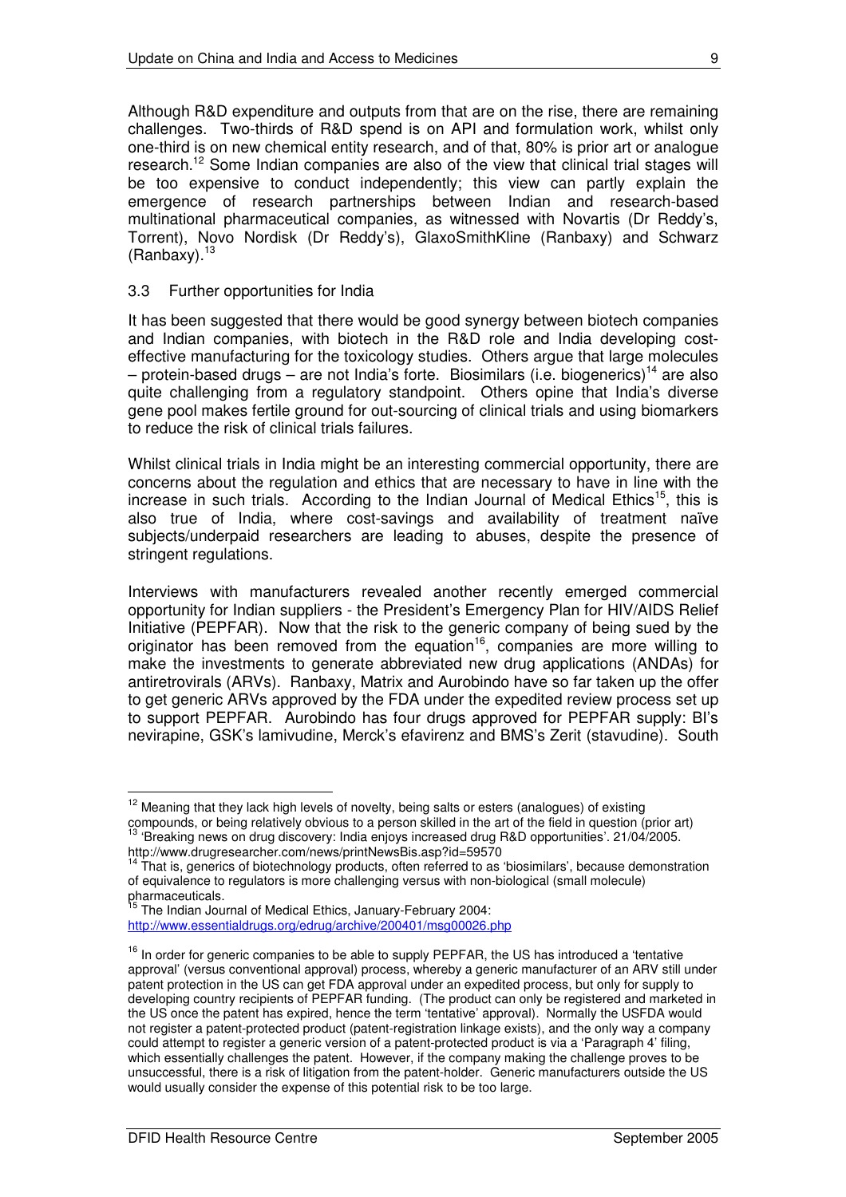Although R&D expenditure and outputs from that are on the rise, there are remaining challenges. Two-thirds of R&D spend is on API and formulation work, whilst only one-third is on new chemical entity research, and of that, 80% is prior art or analogue research.[12] Some Indian companies are also of the view that clinical trial stages will be too expensive to conduct independently; this view can partly explain the emergence of research partnerships between Indian and research-based multinational pharmaceutical companies, as witnessed with Novartis (Dr Reddy's, Torrent), Novo Nordisk (Dr Reddy's), GlaxoSmithKline (Ranbaxy) and Schwarz (Ranbaxy).[13]

### 3.3 Further opportunities for India

It has been suggested that there would be good synergy between biotech companies and Indian companies, with biotech in the R&D role and India developing cost-effective manufacturing for the toxicology studies. Others argue that large molecules – protein-based drugs – are not India's forte. Biosimilars (i.e. biogenerics)[14] are also quite challenging from a regulatory standpoint. Others opine that India's diverse gene pool makes fertile ground for out-sourcing of clinical trials and using biomarkers to reduce the risk of clinical trials failures.

Whilst clinical trials in India might be an interesting commercial opportunity, there are concerns about the regulation and ethics that are necessary to have in line with the increase in such trials. According to the Indian Journal of Medical Ethics[15], this is also true of India, where cost-savings and availability of treatment naïve subjects/underpaid researchers are leading to abuses, despite the presence of stringent regulations.

Interviews with manufacturers revealed another recently emerged commercial opportunity for Indian suppliers - the President's Emergency Plan for HIV/AIDS Relief Initiative (PEPFAR). Now that the risk to the generic company of being sued by the originator has been removed from the equation[16], companies are more willing to make the investments to generate abbreviated new drug applications (ANDAs) for antiretrovirals (ARVs). Ranbaxy, Matrix and Aurobindo have so far taken up the offer to get generic ARVs approved by the FDA under the expedited review process set up to support PEPFAR. Aurobindo has four drugs approved for PEPFAR supply: BI's nevirapine, GSK's lamivudine, Merck's efavirenz and BMS's Zerit (stavudine). South

---

[12] Meaning that they lack high levels of novelty, being salts or esters (analogues) of existing compounds, or being relatively obvious to a person skilled in the art of the field in question (prior art)

[13] 'Breaking news on drug discovery: India enjoys increased drug R&D opportunities'. 21/04/2005. http://www.drugresearcher.com/news/printNewsBis.asp?id=59570

[14] That is, generics of biotechnology products, often referred to as 'biosimilars', because demonstration of equivalence to regulators is more challenging versus with non-biological (small molecule) pharmaceuticals.

[15] The Indian Journal of Medical Ethics, January-February 2004: http://www.essentialdrugs.org/edrug/archive/200401/msg00026.php

[16] In order for generic companies to be able to supply PEPFAR, the US has introduced a 'tentative approval' (versus conventional approval) process, whereby a generic manufacturer of an ARV still under patent protection in the US can get FDA approval under an expedited process, but only for supply to developing country recipients of PEPFAR funding. (The product can only be registered and marketed in the US once the patent has expired, hence the term 'tentative' approval). Normally the USFDA would not register a patent-protected product (patent-registration linkage exists), and the only way a company could attempt to register a generic version of a patent-protected product is via a 'Paragraph 4' filing, which essentially challenges the patent. However, if the company making the challenge proves to be unsuccessful, there is a risk of litigation from the patent-holder. Generic manufacturers outside the US would usually consider the expense of this potential risk to be too large.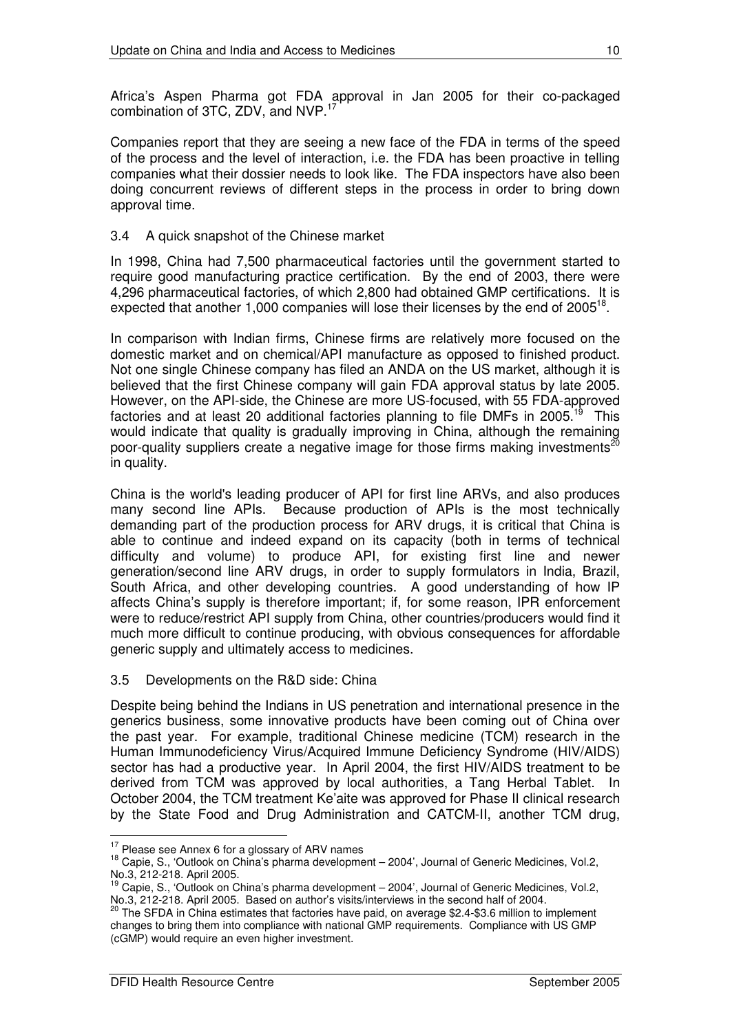Africa's Aspen Pharma got FDA approval in Jan 2005 for their co-packaged combination of 3TC, ZDV, and NVP.[17]

Companies report that they are seeing a new face of the FDA in terms of the speed of the process and the level of interaction, i.e. the FDA has been proactive in telling companies what their dossier needs to look like. The FDA inspectors have also been doing concurrent reviews of different steps in the process in order to bring down approval time.

### 3.4 A quick snapshot of the Chinese market

In 1998, China had 7,500 pharmaceutical factories until the government started to require good manufacturing practice certification. By the end of 2003, there were 4,296 pharmaceutical factories, of which 2,800 had obtained GMP certifications. It is expected that another 1,000 companies will lose their licenses by the end of 2005[18].

In comparison with Indian firms, Chinese firms are relatively more focused on the domestic market and on chemical/API manufacture as opposed to finished product. Not one single Chinese company has filed an ANDA on the US market, although it is believed that the first Chinese company will gain FDA approval status by late 2005. However, on the API-side, the Chinese are more US-focused, with 55 FDA-approved factories and at least 20 additional factories planning to file DMFs in 2005.[19] This would indicate that quality is gradually improving in China, although the remaining poor-quality suppliers create a negative image for those firms making investments[20] in quality.

China is the world's leading producer of API for first line ARVs, and also produces many second line APIs. Because production of APIs is the most technically demanding part of the production process for ARV drugs, it is critical that China is able to continue and indeed expand on its capacity (both in terms of technical difficulty and volume) to produce API, for existing first line and newer generation/second line ARV drugs, in order to supply formulators in India, Brazil, South Africa, and other developing countries. A good understanding of how IP affects China's supply is therefore important; if, for some reason, IPR enforcement were to reduce/restrict API supply from China, other countries/producers would find it much more difficult to continue producing, with obvious consequences for affordable generic supply and ultimately access to medicines.

### 3.5 Developments on the R&D side: China

Despite being behind the Indians in US penetration and international presence in the generics business, some innovative products have been coming out of China over the past year. For example, traditional Chinese medicine (TCM) research in the Human Immunodeficiency Virus/Acquired Immune Deficiency Syndrome (HIV/AIDS) sector has had a productive year. In April 2004, the first HIV/AIDS treatment to be derived from TCM was approved by local authorities, a Tang Herbal Tablet. In October 2004, the TCM treatment Ke'aite was approved for Phase II clinical research by the State Food and Drug Administration and CATCM-II, another TCM drug,

---

[17] Please see Annex 6 for a glossary of ARV names

[18] Capie, S., 'Outlook on China's pharma development – 2004', Journal of Generic Medicines, Vol.2, No.3, 212-218. April 2005.

[19] Capie, S., 'Outlook on China's pharma development – 2004', Journal of Generic Medicines, Vol.2, No.3, 212-218. April 2005. Based on author's visits/interviews in the second half of 2004.

[20] The SFDA in China estimates that factories have paid, on average $2.4-$3.6 million to implement changes to bring them into compliance with national GMP requirements. Compliance with US GMP (cGMP) would require an even higher investment.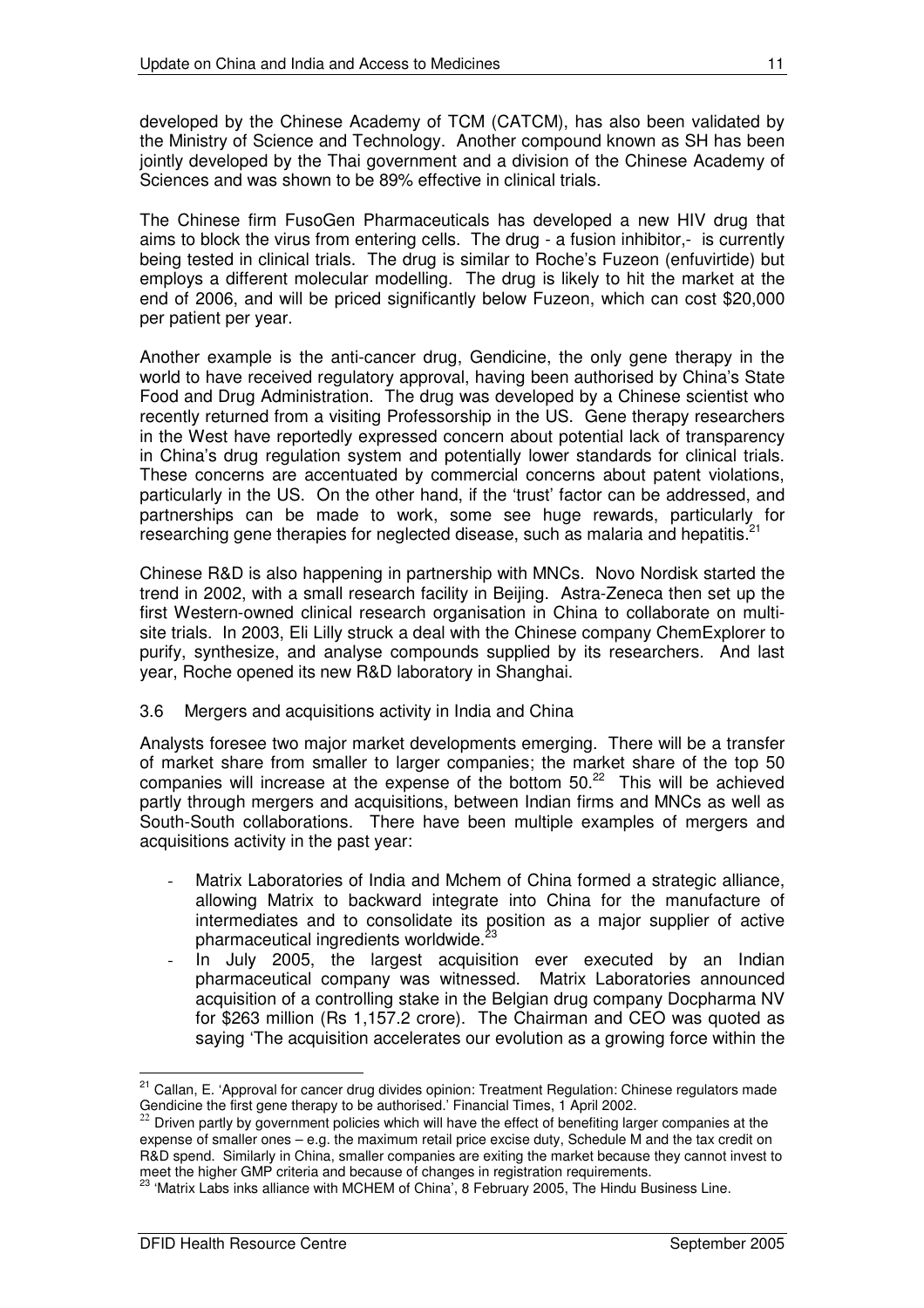developed by the Chinese Academy of TCM (CATCM), has also been validated by the Ministry of Science and Technology. Another compound known as SH has been jointly developed by the Thai government and a division of the Chinese Academy of Sciences and was shown to be 89% effective in clinical trials.

The Chinese firm FusoGen Pharmaceuticals has developed a new HIV drug that aims to block the virus from entering cells. The drug - a fusion inhibitor,- is currently being tested in clinical trials. The drug is similar to Roche's Fuzeon (enfuvirtide) but employs a different molecular modelling. The drug is likely to hit the market at the end of 2006, and will be priced significantly below Fuzeon, which can cost $20,000 per patient per year.

Another example is the anti-cancer drug, Gendicine, the only gene therapy in the world to have received regulatory approval, having been authorised by China's State Food and Drug Administration. The drug was developed by a Chinese scientist who recently returned from a visiting Professorship in the US. Gene therapy researchers in the West have reportedly expressed concern about potential lack of transparency in China's drug regulation system and potentially lower standards for clinical trials. These concerns are accentuated by commercial concerns about patent violations, particularly in the US. On the other hand, if the 'trust' factor can be addressed, and partnerships can be made to work, some see huge rewards, particularly for researching gene therapies for neglected disease, such as malaria and hepatitis.[21]

Chinese R&D is also happening in partnership with MNCs. Novo Nordisk started the trend in 2002, with a small research facility in Beijing. Astra-Zeneca then set up the first Western-owned clinical research organisation in China to collaborate on multi-site trials. In 2003, Eli Lilly struck a deal with the Chinese company ChemExplorer to purify, synthesize, and analyse compounds supplied by its researchers. And last year, Roche opened its new R&D laboratory in Shanghai.

### 3.6 Mergers and acquisitions activity in India and China

Analysts foresee two major market developments emerging. There will be a transfer of market share from smaller to larger companies; the market share of the top 50 companies will increase at the expense of the bottom 50.[22] This will be achieved partly through mergers and acquisitions, between Indian firms and MNCs as well as South-South collaborations. There have been multiple examples of mergers and acquisitions activity in the past year:

- Matrix Laboratories of India and Mchem of China formed a strategic alliance, allowing Matrix to backward integrate into China for the manufacture of intermediates and to consolidate its position as a major supplier of active pharmaceutical ingredients worldwide.[23]
- In July 2005, the largest acquisition ever executed by an Indian pharmaceutical company was witnessed. Matrix Laboratories announced acquisition of a controlling stake in the Belgian drug company Docpharma NV for $263 million (Rs 1,157.2 crore). The Chairman and CEO was quoted as saying 'The acquisition accelerates our evolution as a growing force within the

---

[21] Callan, E. 'Approval for cancer drug divides opinion: Treatment Regulation: Chinese regulators made Gendicine the first gene therapy to be authorised.' Financial Times, 1 April 2002.

[22] Driven partly by government policies which will have the effect of benefiting larger companies at the expense of smaller ones – e.g. the maximum retail price excise duty, Schedule M and the tax credit on R&D spend. Similarly in China, smaller companies are exiting the market because they cannot invest to meet the higher GMP criteria and because of changes in registration requirements.

[23] 'Matrix Labs inks alliance with MCHEM of China', 8 February 2005, The Hindu Business Line.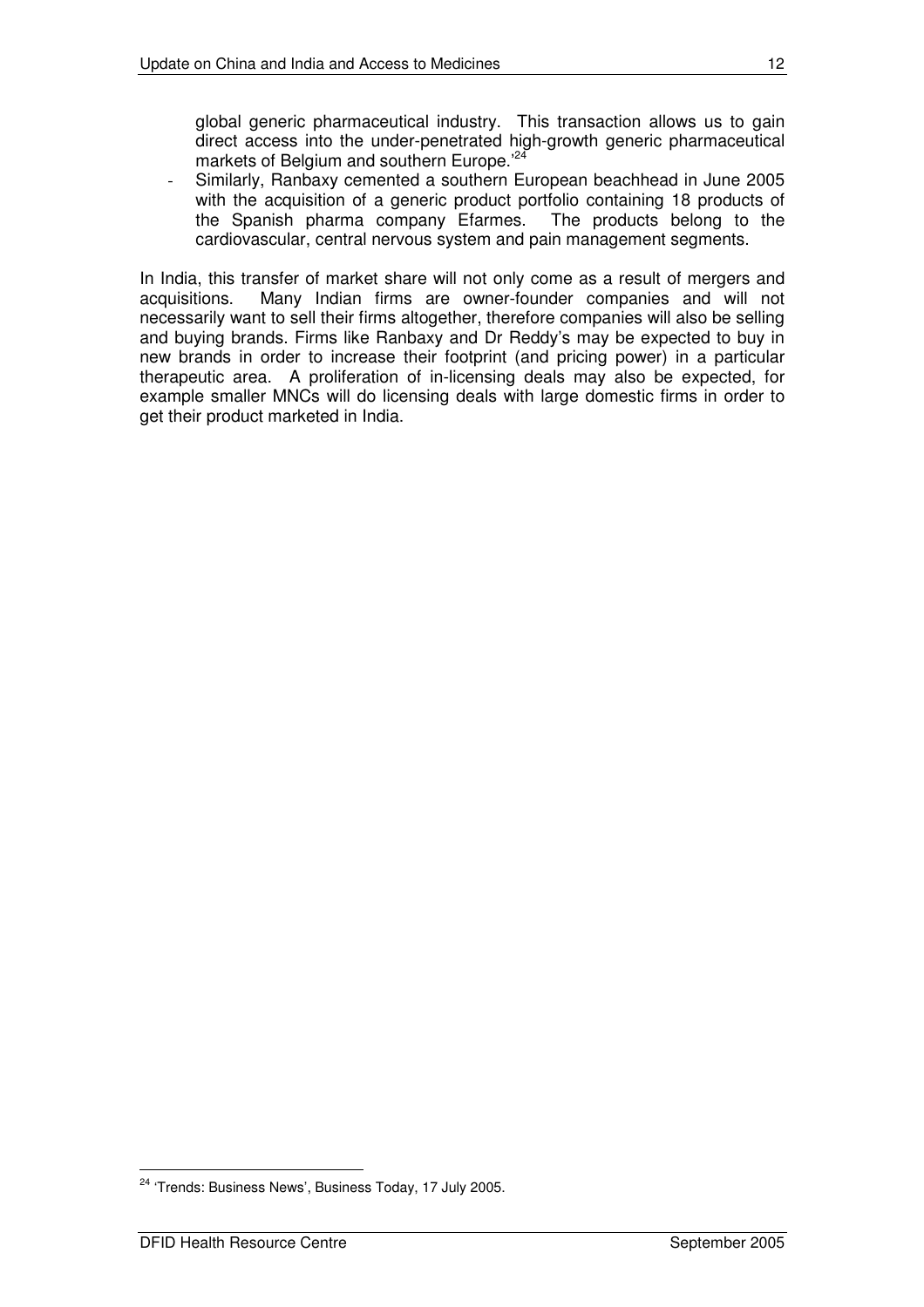global generic pharmaceutical industry. This transaction allows us to gain direct access into the under-penetrated high-growth generic pharmaceutical markets of Belgium and southern Europe.'[24]

- Similarly, Ranbaxy cemented a southern European beachhead in June 2005 with the acquisition of a generic product portfolio containing 18 products of the Spanish pharma company Efarmes. The products belong to the cardiovascular, central nervous system and pain management segments.

In India, this transfer of market share will not only come as a result of mergers and acquisitions. Many Indian firms are owner-founder companies and will not necessarily want to sell their firms altogether, therefore companies will also be selling and buying brands. Firms like Ranbaxy and Dr Reddy's may be expected to buy in new brands in order to increase their footprint (and pricing power) in a particular therapeutic area. A proliferation of in-licensing deals may also be expected, for example smaller MNCs will do licensing deals with large domestic firms in order to get their product marketed in India.

[24] 'Trends: Business News', Business Today, 17 July 2005.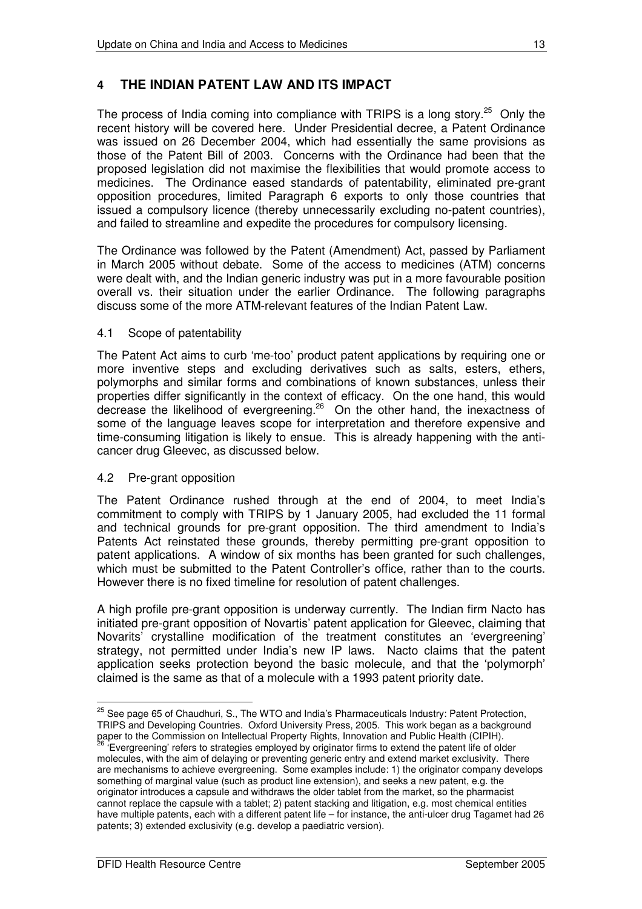## 4 THE INDIAN PATENT LAW AND ITS IMPACT

The process of India coming into compliance with TRIPS is a long story.[25] Only the recent history will be covered here. Under Presidential decree, a Patent Ordinance was issued on 26 December 2004, which had essentially the same provisions as those of the Patent Bill of 2003. Concerns with the Ordinance had been that the proposed legislation did not maximise the flexibilities that would promote access to medicines. The Ordinance eased standards of patentability, eliminated pre-grant opposition procedures, limited Paragraph 6 exports to only those countries that issued a compulsory licence (thereby unnecessarily excluding no-patent countries), and failed to streamline and expedite the procedures for compulsory licensing.

The Ordinance was followed by the Patent (Amendment) Act, passed by Parliament in March 2005 without debate. Some of the access to medicines (ATM) concerns were dealt with, and the Indian generic industry was put in a more favourable position overall vs. their situation under the earlier Ordinance. The following paragraphs discuss some of the more ATM-relevant features of the Indian Patent Law.

### 4.1 Scope of patentability

The Patent Act aims to curb 'me-too' product patent applications by requiring one or more inventive steps and excluding derivatives such as salts, esters, ethers, polymorphs and similar forms and combinations of known substances, unless their properties differ significantly in the context of efficacy. On the one hand, this would decrease the likelihood of evergreening.[26] On the other hand, the inexactness of some of the language leaves scope for interpretation and therefore expensive and time-consuming litigation is likely to ensue. This is already happening with the anti-cancer drug Gleevec, as discussed below.

### 4.2 Pre-grant opposition

The Patent Ordinance rushed through at the end of 2004, to meet India's commitment to comply with TRIPS by 1 January 2005, had excluded the 11 formal and technical grounds for pre-grant opposition. The third amendment to India's Patents Act reinstated these grounds, thereby permitting pre-grant opposition to patent applications. A window of six months has been granted for such challenges, which must be submitted to the Patent Controller's office, rather than to the courts. However there is no fixed timeline for resolution of patent challenges.

A high profile pre-grant opposition is underway currently. The Indian firm Nacto has initiated pre-grant opposition of Novartis' patent application for Gleevec, claiming that Novarits' crystalline modification of the treatment constitutes an 'evergreening' strategy, not permitted under India's new IP laws. Nacto claims that the patent application seeks protection beyond the basic molecule, and that the 'polymorph' claimed is the same as that of a molecule with a 1993 patent priority date.

---

[25] See page 65 of Chaudhuri, S., The WTO and India's Pharmaceuticals Industry: Patent Protection, TRIPS and Developing Countries. Oxford University Press, 2005. This work began as a background paper to the Commission on Intellectual Property Rights, Innovation and Public Health (CIPIH).

[26] 'Evergreening' refers to strategies employed by originator firms to extend the patent life of older molecules, with the aim of delaying or preventing generic entry and extend market exclusivity. There are mechanisms to achieve evergreening. Some examples include: 1) the originator company develops something of marginal value (such as product line extension), and seeks a new patent, e.g. the originator introduces a capsule and withdraws the older tablet from the market, so the pharmacist cannot replace the capsule with a tablet; 2) patent stacking and litigation, e.g. most chemical entities have multiple patents, each with a different patent life – for instance, the anti-ulcer drug Tagamet had 26 patents; 3) extended exclusivity (e.g. develop a paediatric version).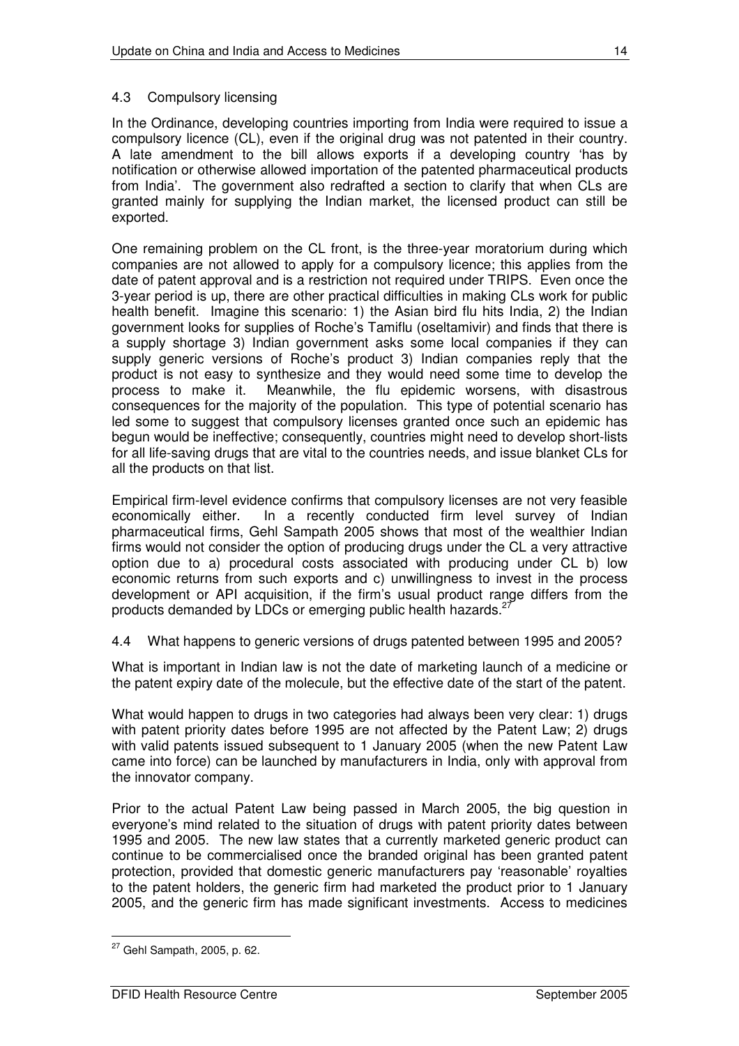### 4.3 Compulsory licensing

In the Ordinance, developing countries importing from India were required to issue a compulsory licence (CL), even if the original drug was not patented in their country. A late amendment to the bill allows exports if a developing country 'has by notification or otherwise allowed importation of the patented pharmaceutical products from India'. The government also redrafted a section to clarify that when CLs are granted mainly for supplying the Indian market, the licensed product can still be exported.

One remaining problem on the CL front, is the three-year moratorium during which companies are not allowed to apply for a compulsory licence; this applies from the date of patent approval and is a restriction not required under TRIPS. Even once the 3-year period is up, there are other practical difficulties in making CLs work for public health benefit. Imagine this scenario: 1) the Asian bird flu hits India, 2) the Indian government looks for supplies of Roche's Tamiflu (oseltamivir) and finds that there is a supply shortage 3) Indian government asks some local companies if they can supply generic versions of Roche's product 3) Indian companies reply that the product is not easy to synthesize and they would need some time to develop the process to make it. Meanwhile, the flu epidemic worsens, with disastrous consequences for the majority of the population. This type of potential scenario has led some to suggest that compulsory licenses granted once such an epidemic has begun would be ineffective; consequently, countries might need to develop short-lists for all life-saving drugs that are vital to the countries needs, and issue blanket CLs for all the products on that list.

Empirical firm-level evidence confirms that compulsory licenses are not very feasible economically either. In a recently conducted firm level survey of Indian pharmaceutical firms, Gehl Sampath 2005 shows that most of the wealthier Indian firms would not consider the option of producing drugs under the CL a very attractive option due to a) procedural costs associated with producing under CL b) low economic returns from such exports and c) unwillingness to invest in the process development or API acquisition, if the firm's usual product range differs from the products demanded by LDCs or emerging public health hazards.[27]

### 4.4 What happens to generic versions of drugs patented between 1995 and 2005?

What is important in Indian law is not the date of marketing launch of a medicine or the patent expiry date of the molecule, but the effective date of the start of the patent.

What would happen to drugs in two categories had always been very clear: 1) drugs with patent priority dates before 1995 are not affected by the Patent Law; 2) drugs with valid patents issued subsequent to 1 January 2005 (when the new Patent Law came into force) can be launched by manufacturers in India, only with approval from the innovator company.

Prior to the actual Patent Law being passed in March 2005, the big question in everyone's mind related to the situation of drugs with patent priority dates between 1995 and 2005. The new law states that a currently marketed generic product can continue to be commercialised once the branded original has been granted patent protection, provided that domestic generic manufacturers pay 'reasonable' royalties to the patent holders, the generic firm had marketed the product prior to 1 January 2005, and the generic firm has made significant investments. Access to medicines

[27] Gehl Sampath, 2005, p. 62.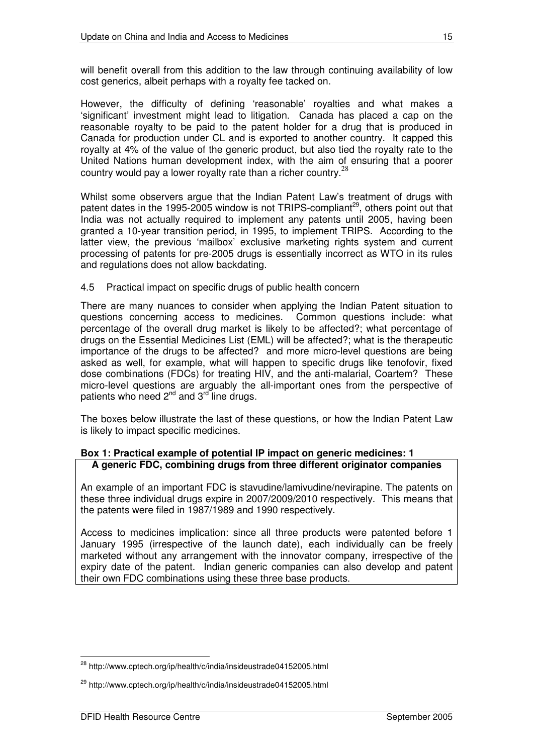will benefit overall from this addition to the law through continuing availability of low cost generics, albeit perhaps with a royalty fee tacked on.

However, the difficulty of defining 'reasonable' royalties and what makes a 'significant' investment might lead to litigation. Canada has placed a cap on the reasonable royalty to be paid to the patent holder for a drug that is produced in Canada for production under CL and is exported to another country. It capped this royalty at 4% of the value of the generic product, but also tied the royalty rate to the United Nations human development index, with the aim of ensuring that a poorer country would pay a lower royalty rate than a richer country.[28]

Whilst some observers argue that the Indian Patent Law's treatment of drugs with patent dates in the 1995-2005 window is not TRIPS-compliant[29], others point out that India was not actually required to implement any patents until 2005, having been granted a 10-year transition period, in 1995, to implement TRIPS. According to the latter view, the previous 'mailbox' exclusive marketing rights system and current processing of patents for pre-2005 drugs is essentially incorrect as WTO in its rules and regulations does not allow backdating.

### 4.5 Practical impact on specific drugs of public health concern

There are many nuances to consider when applying the Indian Patent situation to questions concerning access to medicines. Common questions include: what percentage of the overall drug market is likely to be affected?; what percentage of drugs on the Essential Medicines List (EML) will be affected?; what is the therapeutic importance of the drugs to be affected? and more micro-level questions are being asked as well, for example, what will happen to specific drugs like tenofovir, fixed dose combinations (FDCs) for treating HIV, and the anti-malarial, Coartem? These micro-level questions are arguably the all-important ones from the perspective of patients who need 2nd and 3rd line drugs.

The boxes below illustrate the last of these questions, or how the Indian Patent Law is likely to impact specific medicines.

**Box 1: Practical example of potential IP impact on generic medicines: 1**

**A generic FDC, combining drugs from three different originator companies**

An example of an important FDC is stavudine/lamivudine/nevirapine. The patents on these three individual drugs expire in 2007/2009/2010 respectively. This means that the patents were filed in 1987/1989 and 1990 respectively.

Access to medicines implication: since all three products were patented before 1 January 1995 (irrespective of the launch date), each individually can be freely marketed without any arrangement with the innovator company, irrespective of the expiry date of the patent. Indian generic companies can also develop and patent their own FDC combinations using these three base products.

---

[28] http://www.cptech.org/ip/health/c/india/insideustrade04152005.html

[29] http://www.cptech.org/ip/health/c/india/insideustrade04152005.html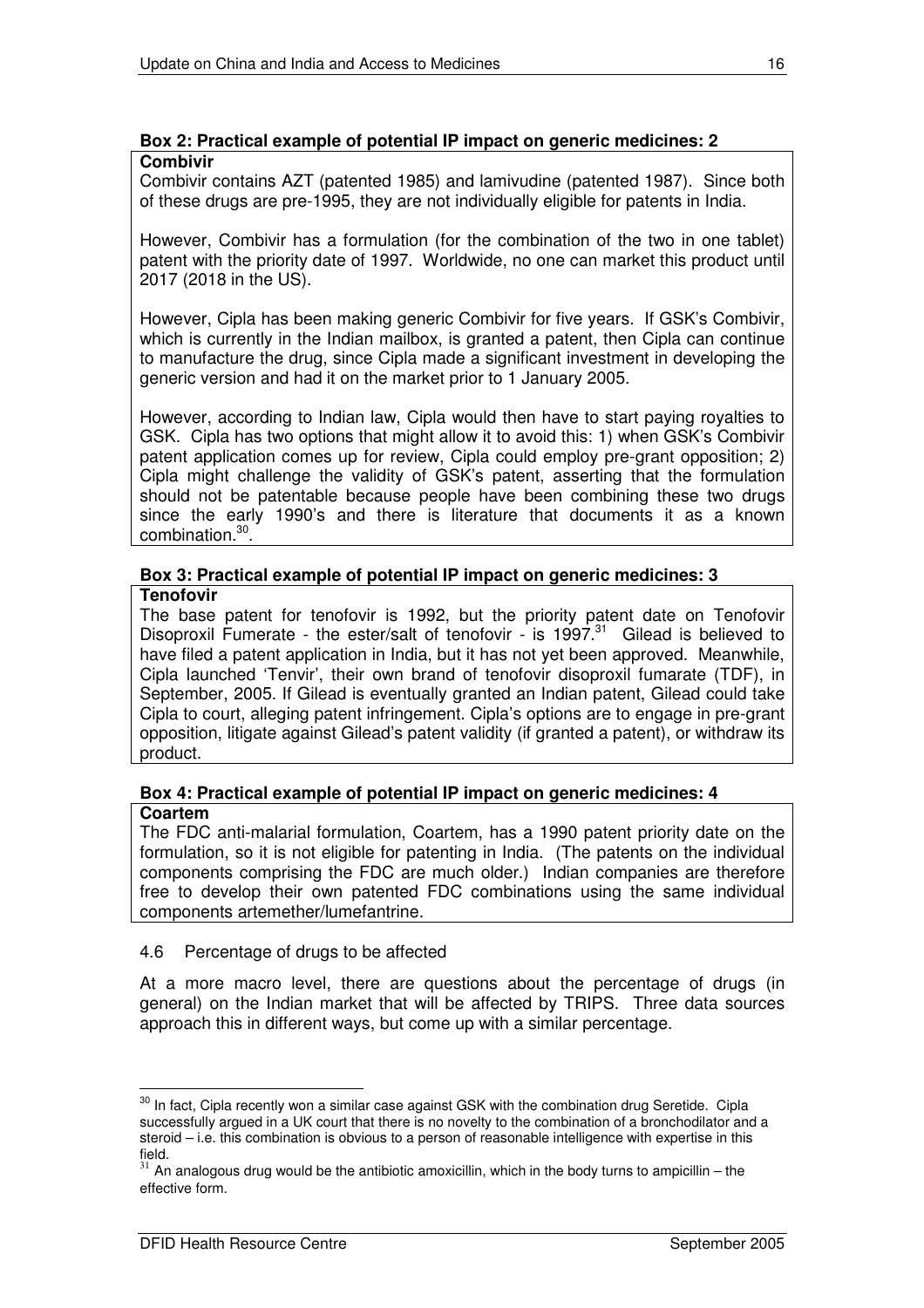**Box 2: Practical example of potential IP impact on generic medicines: 2**

**Combivir**

Combivir contains AZT (patented 1985) and lamivudine (patented 1987). Since both of these drugs are pre-1995, they are not individually eligible for patents in India.

However, Combivir has a formulation (for the combination of the two in one tablet) patent with the priority date of 1997. Worldwide, no one can market this product until 2017 (2018 in the US).

However, Cipla has been making generic Combivir for five years. If GSK's Combivir, which is currently in the Indian mailbox, is granted a patent, then Cipla can continue to manufacture the drug, since Cipla made a significant investment in developing the generic version and had it on the market prior to 1 January 2005.

However, according to Indian law, Cipla would then have to start paying royalties to GSK. Cipla has two options that might allow it to avoid this: 1) when GSK's Combivir patent application comes up for review, Cipla could employ pre-grant opposition; 2) Cipla might challenge the validity of GSK's patent, asserting that the formulation should not be patentable because people have been combining these two drugs since the early 1990's and there is literature that documents it as a known combination.[30].

**Box 3: Practical example of potential IP impact on generic medicines: 3**

**Tenofovir**

The base patent for tenofovir is 1992, but the priority patent date on Tenofovir Disoproxil Fumerate - the ester/salt of tenofovir - is 1997.[31] Gilead is believed to have filed a patent application in India, but it has not yet been approved. Meanwhile, Cipla launched 'Tenvir', their own brand of tenofovir disoproxil fumarate (TDF), in September, 2005. If Gilead is eventually granted an Indian patent, Gilead could take Cipla to court, alleging patent infringement. Cipla's options are to engage in pre-grant opposition, litigate against Gilead's patent validity (if granted a patent), or withdraw its product.

**Box 4: Practical example of potential IP impact on generic medicines: 4**

**Coartem**

The FDC anti-malarial formulation, Coartem, has a 1990 patent priority date on the formulation, so it is not eligible for patenting in India. (The patents on the individual components comprising the FDC are much older.) Indian companies are therefore free to develop their own patented FDC combinations using the same individual components artemether/lumefantrine.

4.6 Percentage of drugs to be affected

At a more macro level, there are questions about the percentage of drugs (in general) on the Indian market that will be affected by TRIPS. Three data sources approach this in different ways, but come up with a similar percentage.

---

[30] In fact, Cipla recently won a similar case against GSK with the combination drug Seretide. Cipla successfully argued in a UK court that there is no novelty to the combination of a bronchodilator and a steroid – i.e. this combination is obvious to a person of reasonable intelligence with expertise in this field.

[31] An analogous drug would be the antibiotic amoxicillin, which in the body turns to ampicillin – the effective form.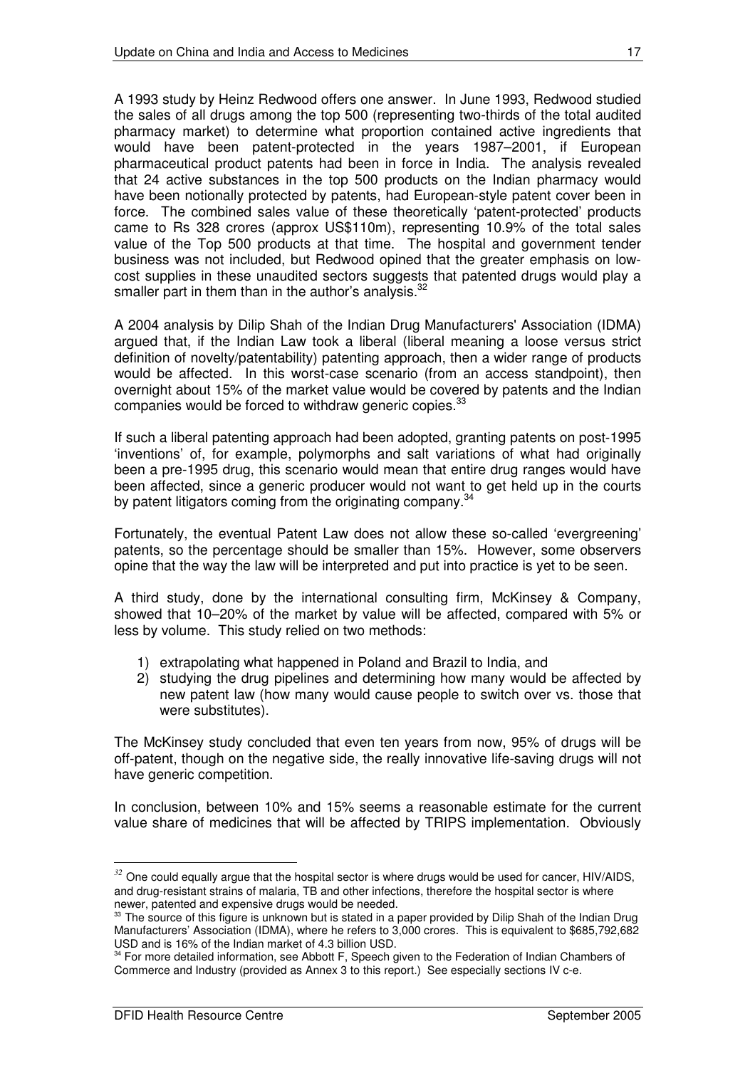A 1993 study by Heinz Redwood offers one answer. In June 1993, Redwood studied the sales of all drugs among the top 500 (representing two-thirds of the total audited pharmacy market) to determine what proportion contained active ingredients that would have been patent-protected in the years 1987–2001, if European pharmaceutical product patents had been in force in India. The analysis revealed that 24 active substances in the top 500 products on the Indian pharmacy would have been notionally protected by patents, had European-style patent cover been in force. The combined sales value of these theoretically 'patent-protected' products came to Rs 328 crores (approx US$110m), representing 10.9% of the total sales value of the Top 500 products at that time. The hospital and government tender business was not included, but Redwood opined that the greater emphasis on low-cost supplies in these unaudited sectors suggests that patented drugs would play a smaller part in them than in the author's analysis.[32]

A 2004 analysis by Dilip Shah of the Indian Drug Manufacturers' Association (IDMA) argued that, if the Indian Law took a liberal (liberal meaning a loose versus strict definition of novelty/patentability) patenting approach, then a wider range of products would be affected. In this worst-case scenario (from an access standpoint), then overnight about 15% of the market value would be covered by patents and the Indian companies would be forced to withdraw generic copies.[33]

If such a liberal patenting approach had been adopted, granting patents on post-1995 'inventions' of, for example, polymorphs and salt variations of what had originally been a pre-1995 drug, this scenario would mean that entire drug ranges would have been affected, since a generic producer would not want to get held up in the courts by patent litigators coming from the originating company.[34]

Fortunately, the eventual Patent Law does not allow these so-called 'evergreening' patents, so the percentage should be smaller than 15%. However, some observers opine that the way the law will be interpreted and put into practice is yet to be seen.

A third study, done by the international consulting firm, McKinsey & Company, showed that 10–20% of the market by value will be affected, compared with 5% or less by volume. This study relied on two methods:

1) extrapolating what happened in Poland and Brazil to India, and
2) studying the drug pipelines and determining how many would be affected by new patent law (how many would cause people to switch over vs. those that were substitutes).

The McKinsey study concluded that even ten years from now, 95% of drugs will be off-patent, though on the negative side, the really innovative life-saving drugs will not have generic competition.

In conclusion, between 10% and 15% seems a reasonable estimate for the current value share of medicines that will be affected by TRIPS implementation. Obviously

---

[32] One could equally argue that the hospital sector is where drugs would be used for cancer, HIV/AIDS, and drug-resistant strains of malaria, TB and other infections, therefore the hospital sector is where newer, patented and expensive drugs would be needed.

[33] The source of this figure is unknown but is stated in a paper provided by Dilip Shah of the Indian Drug Manufacturers' Association (IDMA), where he refers to 3,000 crores. This is equivalent to $685,792,682 USD and is 16% of the Indian market of 4.3 billion USD.

[34] For more detailed information, see Abbott F, Speech given to the Federation of Indian Chambers of Commerce and Industry (provided as Annex 3 to this report.) See especially sections IV c-e.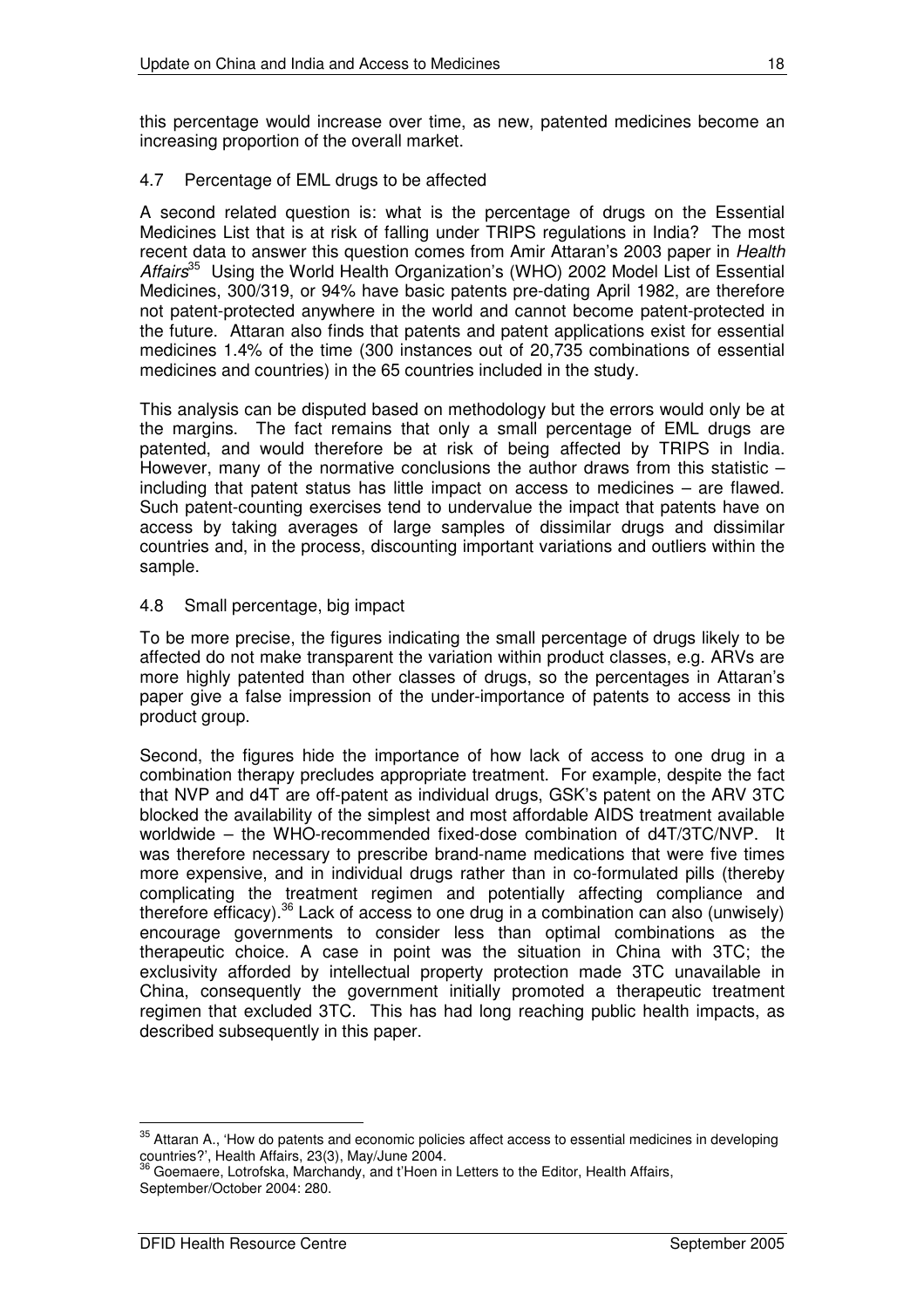this percentage would increase over time, as new, patented medicines become an increasing proportion of the overall market.

### 4.7 Percentage of EML drugs to be affected

A second related question is: what is the percentage of drugs on the Essential Medicines List that is at risk of falling under TRIPS regulations in India? The most recent data to answer this question comes from Amir Attaran's 2003 paper in *Health Affairs*[35] Using the World Health Organization's (WHO) 2002 Model List of Essential Medicines, 300/319, or 94% have basic patents pre-dating April 1982, are therefore not patent-protected anywhere in the world and cannot become patent-protected in the future. Attaran also finds that patents and patent applications exist for essential medicines 1.4% of the time (300 instances out of 20,735 combinations of essential medicines and countries) in the 65 countries included in the study.

This analysis can be disputed based on methodology but the errors would only be at the margins. The fact remains that only a small percentage of EML drugs are patented, and would therefore be at risk of being affected by TRIPS in India. However, many of the normative conclusions the author draws from this statistic – including that patent status has little impact on access to medicines – are flawed. Such patent-counting exercises tend to undervalue the impact that patents have on access by taking averages of large samples of dissimilar drugs and dissimilar countries and, in the process, discounting important variations and outliers within the sample.

### 4.8 Small percentage, big impact

To be more precise, the figures indicating the small percentage of drugs likely to be affected do not make transparent the variation within product classes, e.g. ARVs are more highly patented than other classes of drugs, so the percentages in Attaran's paper give a false impression of the under-importance of patents to access in this product group.

Second, the figures hide the importance of how lack of access to one drug in a combination therapy precludes appropriate treatment. For example, despite the fact that NVP and d4T are off-patent as individual drugs, GSK's patent on the ARV 3TC blocked the availability of the simplest and most affordable AIDS treatment available worldwide – the WHO-recommended fixed-dose combination of d4T/3TC/NVP. It was therefore necessary to prescribe brand-name medications that were five times more expensive, and in individual drugs rather than in co-formulated pills (thereby complicating the treatment regimen and potentially affecting compliance and therefore efficacy).[36] Lack of access to one drug in a combination can also (unwisely) encourage governments to consider less than optimal combinations as the therapeutic choice. A case in point was the situation in China with 3TC; the exclusivity afforded by intellectual property protection made 3TC unavailable in China, consequently the government initially promoted a therapeutic treatment regimen that excluded 3TC. This has had long reaching public health impacts, as described subsequently in this paper.

---

[35] Attaran A., 'How do patents and economic policies affect access to essential medicines in developing countries?', Health Affairs, 23(3), May/June 2004.

[36] Goemaere, Lotrofska, Marchandy, and t'Hoen in Letters to the Editor, Health Affairs, September/October 2004: 280.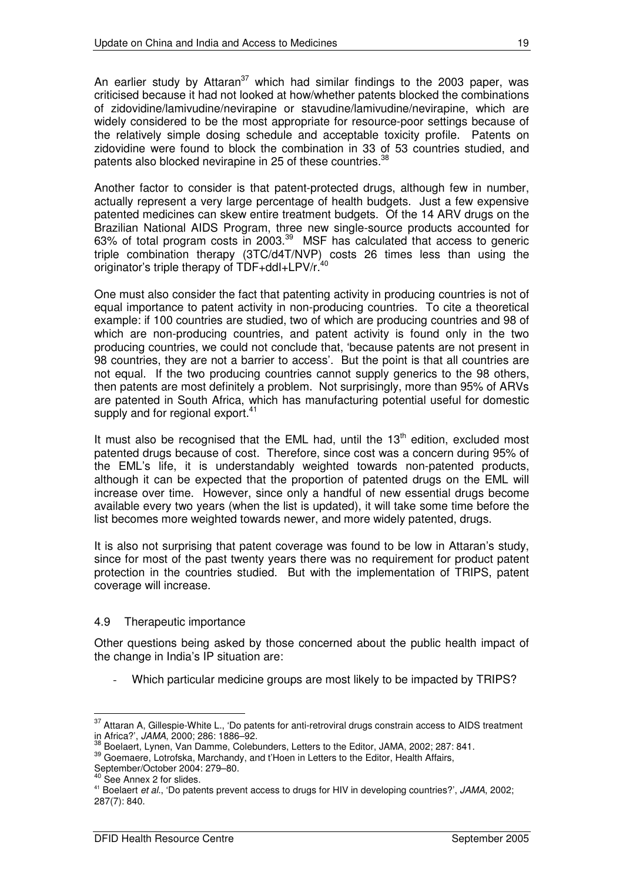An earlier study by Attaran[37] which had similar findings to the 2003 paper, was criticised because it had not looked at how/whether patents blocked the combinations of zidovidine/lamivudine/nevirapine or stavudine/lamivudine/nevirapine, which are widely considered to be the most appropriate for resource-poor settings because of the relatively simple dosing schedule and acceptable toxicity profile. Patents on zidovidine were found to block the combination in 33 of 53 countries studied, and patents also blocked nevirapine in 25 of these countries.[38]

Another factor to consider is that patent-protected drugs, although few in number, actually represent a very large percentage of health budgets. Just a few expensive patented medicines can skew entire treatment budgets. Of the 14 ARV drugs on the Brazilian National AIDS Program, three new single-source products accounted for 63% of total program costs in 2003.[39] MSF has calculated that access to generic triple combination therapy (3TC/d4T/NVP) costs 26 times less than using the originator's triple therapy of TDF+ddI+LPV/r.[40]

One must also consider the fact that patenting activity in producing countries is not of equal importance to patent activity in non-producing countries. To cite a theoretical example: if 100 countries are studied, two of which are producing countries and 98 of which are non-producing countries, and patent activity is found only in the two producing countries, we could not conclude that, 'because patents are not present in 98 countries, they are not a barrier to access'. But the point is that all countries are not equal. If the two producing countries cannot supply generics to the 98 others, then patents are most definitely a problem. Not surprisingly, more than 95% of ARVs are patented in South Africa, which has manufacturing potential useful for domestic supply and for regional export.[41]

It must also be recognised that the EML had, until the 13th edition, excluded most patented drugs because of cost. Therefore, since cost was a concern during 95% of the EML's life, it is understandably weighted towards non-patented products, although it can be expected that the proportion of patented drugs on the EML will increase over time. However, since only a handful of new essential drugs become available every two years (when the list is updated), it will take some time before the list becomes more weighted towards newer, and more widely patented, drugs.

It is also not surprising that patent coverage was found to be low in Attaran's study, since for most of the past twenty years there was no requirement for product patent protection in the countries studied. But with the implementation of TRIPS, patent coverage will increase.

### 4.9 Therapeutic importance

Other questions being asked by those concerned about the public health impact of the change in India's IP situation are:

- Which particular medicine groups are most likely to be impacted by TRIPS?

---

[37] Attaran A, Gillespie-White L., 'Do patents for anti-retroviral drugs constrain access to AIDS treatment in Africa?', *JAMA*, 2000; 286: 1886–92.

[38] Boelaert, Lynen, Van Damme, Colebunders, Letters to the Editor, JAMA, 2002; 287: 841.

[39] Goemaere, Lotrofska, Marchandy, and t'Hoen in Letters to the Editor, Health Affairs, September/October 2004: 279–80.

[40] See Annex 2 for slides.

[41] Boelaert *et al.*, 'Do patents prevent access to drugs for HIV in developing countries?', *JAMA*, 2002; 287(7): 840.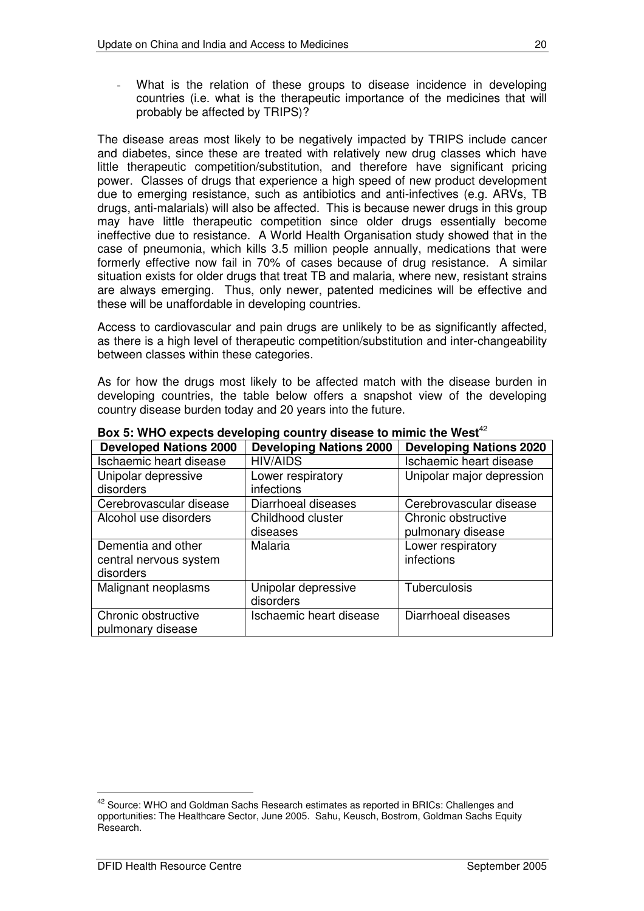- What is the relation of these groups to disease incidence in developing countries (i.e. what is the therapeutic importance of the medicines that will probably be affected by TRIPS)?

The disease areas most likely to be negatively impacted by TRIPS include cancer and diabetes, since these are treated with relatively new drug classes which have little therapeutic competition/substitution, and therefore have significant pricing power. Classes of drugs that experience a high speed of new product development due to emerging resistance, such as antibiotics and anti-infectives (e.g. ARVs, TB drugs, anti-malarials) will also be affected. This is because newer drugs in this group may have little therapeutic competition since older drugs essentially become ineffective due to resistance. A World Health Organisation study showed that in the case of pneumonia, which kills 3.5 million people annually, medications that were formerly effective now fail in 70% of cases because of drug resistance. A similar situation exists for older drugs that treat TB and malaria, where new, resistant strains are always emerging. Thus, only newer, patented medicines will be effective and these will be unaffordable in developing countries.

Access to cardiovascular and pain drugs are unlikely to be as significantly affected, as there is a high level of therapeutic competition/substitution and inter-changeability between classes within these categories.

As for how the drugs most likely to be affected match with the disease burden in developing countries, the table below offers a snapshot view of the developing country disease burden today and 20 years into the future.

**Box 5: WHO expects developing country disease to mimic the West**[42]

| Developed Nations 2000 | Developing Nations 2000 | Developing Nations 2020 |
|---|---|---|
| Ischaemic heart disease | HIV/AIDS | Ischaemic heart disease |
| Unipolar depressive disorders | Lower respiratory infections | Unipolar major depression |
| Cerebrovascular disease | Diarrhoeal diseases | Cerebrovascular disease |
| Alcohol use disorders | Childhood cluster diseases | Chronic obstructive pulmonary disease |
| Dementia and other central nervous system disorders | Malaria | Lower respiratory infections |
| Malignant neoplasms | Unipolar depressive disorders | Tuberculosis |
| Chronic obstructive pulmonary disease | Ischaemic heart disease | Diarrhoeal diseases |

[42] Source: WHO and Goldman Sachs Research estimates as reported in BRICs: Challenges and opportunities: The Healthcare Sector, June 2005. Sahu, Keusch, Bostrom, Goldman Sachs Equity Research.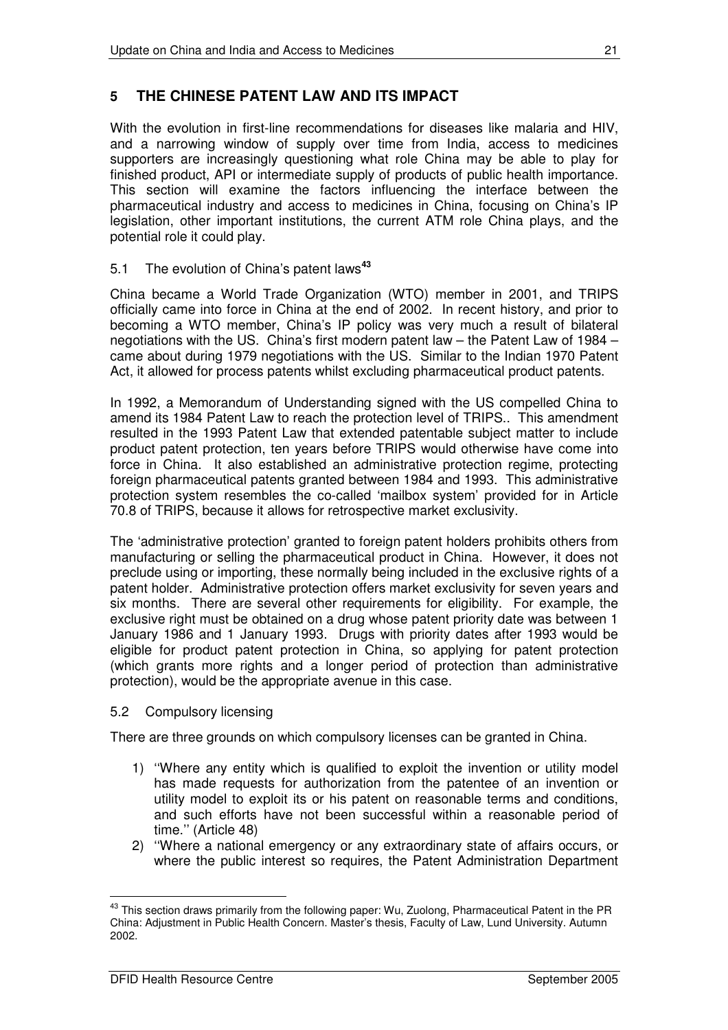## 5 THE CHINESE PATENT LAW AND ITS IMPACT

With the evolution in first-line recommendations for diseases like malaria and HIV, and a narrowing window of supply over time from India, access to medicines supporters are increasingly questioning what role China may be able to play for finished product, API or intermediate supply of products of public health importance. This section will examine the factors influencing the interface between the pharmaceutical industry and access to medicines in China, focusing on China's IP legislation, other important institutions, the current ATM role China plays, and the potential role it could play.

### 5.1 The evolution of China's patent laws[43]

China became a World Trade Organization (WTO) member in 2001, and TRIPS officially came into force in China at the end of 2002. In recent history, and prior to becoming a WTO member, China's IP policy was very much a result of bilateral negotiations with the US. China's first modern patent law – the Patent Law of 1984 – came about during 1979 negotiations with the US. Similar to the Indian 1970 Patent Act, it allowed for process patents whilst excluding pharmaceutical product patents.

In 1992, a Memorandum of Understanding signed with the US compelled China to amend its 1984 Patent Law to reach the protection level of TRIPS.. This amendment resulted in the 1993 Patent Law that extended patentable subject matter to include product patent protection, ten years before TRIPS would otherwise have come into force in China. It also established an administrative protection regime, protecting foreign pharmaceutical patents granted between 1984 and 1993. This administrative protection system resembles the co-called 'mailbox system' provided for in Article 70.8 of TRIPS, because it allows for retrospective market exclusivity.

The 'administrative protection' granted to foreign patent holders prohibits others from manufacturing or selling the pharmaceutical product in China. However, it does not preclude using or importing, these normally being included in the exclusive rights of a patent holder. Administrative protection offers market exclusivity for seven years and six months. There are several other requirements for eligibility. For example, the exclusive right must be obtained on a drug whose patent priority date was between 1 January 1986 and 1 January 1993. Drugs with priority dates after 1993 would be eligible for product patent protection in China, so applying for patent protection (which grants more rights and a longer period of protection than administrative protection), would be the appropriate avenue in this case.

### 5.2 Compulsory licensing

There are three grounds on which compulsory licenses can be granted in China.

1) ''Where any entity which is qualified to exploit the invention or utility model has made requests for authorization from the patentee of an invention or utility model to exploit its or his patent on reasonable terms and conditions, and such efforts have not been successful within a reasonable period of time.'' (Article 48)
2) ''Where a national emergency or any extraordinary state of affairs occurs, or where the public interest so requires, the Patent Administration Department

---

[43] This section draws primarily from the following paper: Wu, Zuolong, Pharmaceutical Patent in the PR China: Adjustment in Public Health Concern. Master's thesis, Faculty of Law, Lund University. Autumn 2002.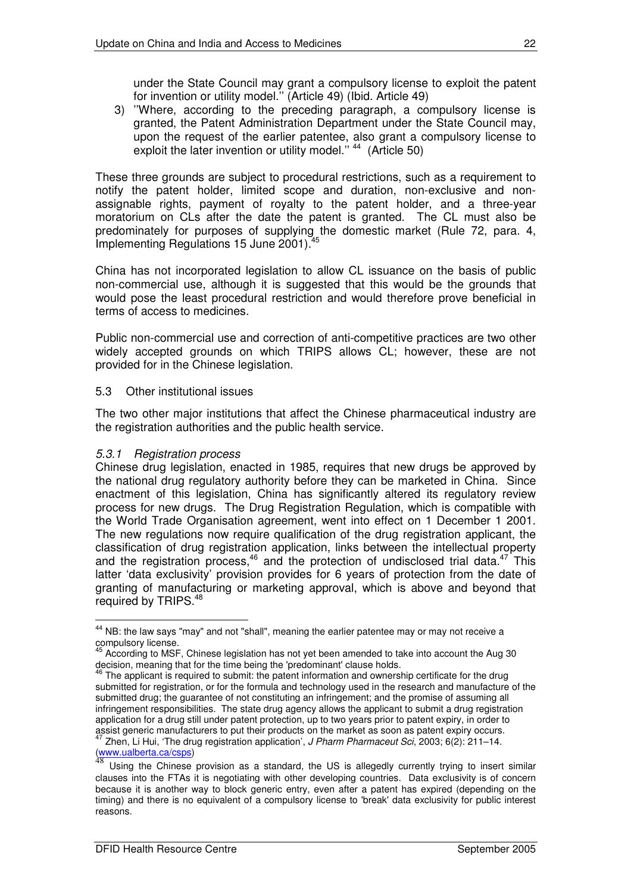under the State Council may grant a compulsory license to exploit the patent for invention or utility model.'' (Article 49) (Ibid. Article 49)

3) ''Where, according to the preceding paragraph, a compulsory license is granted, the Patent Administration Department under the State Council may, upon the request of the earlier patentee, also grant a compulsory license to exploit the later invention or utility model.'' [44] (Article 50)

These three grounds are subject to procedural restrictions, such as a requirement to notify the patent holder, limited scope and duration, non-exclusive and non-assignable rights, payment of royalty to the patent holder, and a three-year moratorium on CLs after the date the patent is granted. The CL must also be predominately for purposes of supplying the domestic market (Rule 72, para. 4, Implementing Regulations 15 June 2001).[45]

China has not incorporated legislation to allow CL issuance on the basis of public non-commercial use, although it is suggested that this would be the grounds that would pose the least procedural restriction and would therefore prove beneficial in terms of access to medicines.

Public non-commercial use and correction of anti-competitive practices are two other widely accepted grounds on which TRIPS allows CL; however, these are not provided for in the Chinese legislation.

## 5.3 Other institutional issues

The two other major institutions that affect the Chinese pharmaceutical industry are the registration authorities and the public health service.

### *5.3.1 Registration process*

Chinese drug legislation, enacted in 1985, requires that new drugs be approved by the national drug regulatory authority before they can be marketed in China. Since enactment of this legislation, China has significantly altered its regulatory review process for new drugs. The Drug Registration Regulation, which is compatible with the World Trade Organisation agreement, went into effect on 1 December 1 2001. The new regulations now require qualification of the drug registration applicant, the classification of drug registration application, links between the intellectual property and the registration process,[46] and the protection of undisclosed trial data.[47] This latter 'data exclusivity' provision provides for 6 years of protection from the date of granting of manufacturing or marketing approval, which is above and beyond that required by TRIPS.[48]

---

[44] NB: the law says "may" and not "shall", meaning the earlier patentee may or may not receive a compulsory license.

[45] According to MSF, Chinese legislation has not yet been amended to take into account the Aug 30 decision, meaning that for the time being the 'predominant' clause holds.

[46] The applicant is required to submit: the patent information and ownership certificate for the drug submitted for registration, or for the formula and technology used in the research and manufacture of the submitted drug; the guarantee of not constituting an infringement; and the promise of assuming all infringement responsibilities. The state drug agency allows the applicant to submit a drug registration application for a drug still under patent protection, up to two years prior to patent expiry, in order to assist generic manufacturers to put their products on the market as soon as patent expiry occurs.

[47] Zhen, Li Hui, 'The drug registration application', *J Pharm Pharmaceut Sci*, 2003; 6(2): 211–14. (www.ualberta.ca/csps)

[48] Using the Chinese provision as a standard, the US is allegedly currently trying to insert similar clauses into the FTAs it is negotiating with other developing countries. Data exclusivity is of concern because it is another way to block generic entry, even after a patent has expired (depending on the timing) and there is no equivalent of a compulsory license to 'break' data exclusivity for public interest reasons.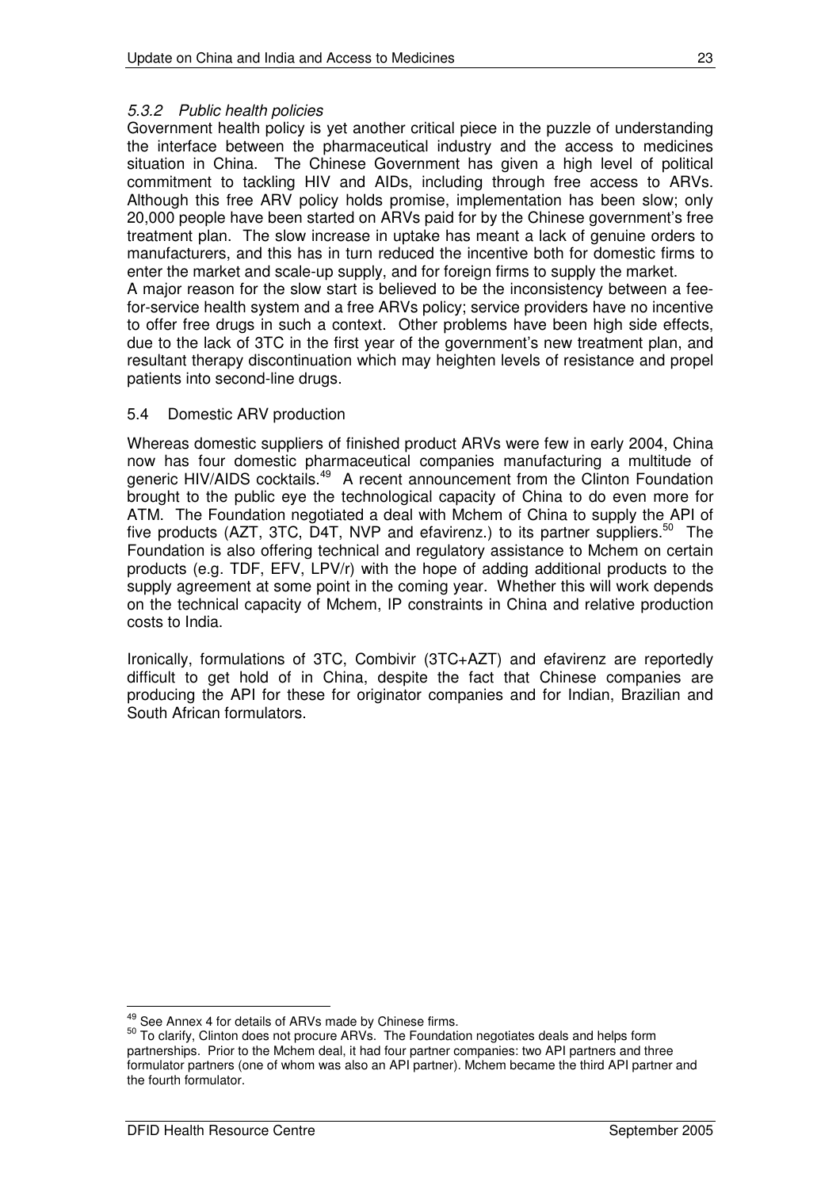### *5.3.2 Public health policies*

Government health policy is yet another critical piece in the puzzle of understanding the interface between the pharmaceutical industry and the access to medicines situation in China. The Chinese Government has given a high level of political commitment to tackling HIV and AIDs, including through free access to ARVs. Although this free ARV policy holds promise, implementation has been slow; only 20,000 people have been started on ARVs paid for by the Chinese government's free treatment plan. The slow increase in uptake has meant a lack of genuine orders to manufacturers, and this has in turn reduced the incentive both for domestic firms to enter the market and scale-up supply, and for foreign firms to supply the market.

A major reason for the slow start is believed to be the inconsistency between a fee-for-service health system and a free ARVs policy; service providers have no incentive to offer free drugs in such a context. Other problems have been high side effects, due to the lack of 3TC in the first year of the government's new treatment plan, and resultant therapy discontinuation which may heighten levels of resistance and propel patients into second-line drugs.

## 5.4 Domestic ARV production

Whereas domestic suppliers of finished product ARVs were few in early 2004, China now has four domestic pharmaceutical companies manufacturing a multitude of generic HIV/AIDS cocktails.[49] A recent announcement from the Clinton Foundation brought to the public eye the technological capacity of China to do even more for ATM. The Foundation negotiated a deal with Mchem of China to supply the API of five products (AZT, 3TC, D4T, NVP and efavirenz.) to its partner suppliers.[50] The Foundation is also offering technical and regulatory assistance to Mchem on certain products (e.g. TDF, EFV, LPV/r) with the hope of adding additional products to the supply agreement at some point in the coming year. Whether this will work depends on the technical capacity of Mchem, IP constraints in China and relative production costs to India.

Ironically, formulations of 3TC, Combivir (3TC+AZT) and efavirenz are reportedly difficult to get hold of in China, despite the fact that Chinese companies are producing the API for these for originator companies and for Indian, Brazilian and South African formulators.

---

[49] See Annex 4 for details of ARVs made by Chinese firms.

[50] To clarify, Clinton does not procure ARVs. The Foundation negotiates deals and helps form partnerships. Prior to the Mchem deal, it had four partner companies: two API partners and three formulator partners (one of whom was also an API partner). Mchem became the third API partner and the fourth formulator.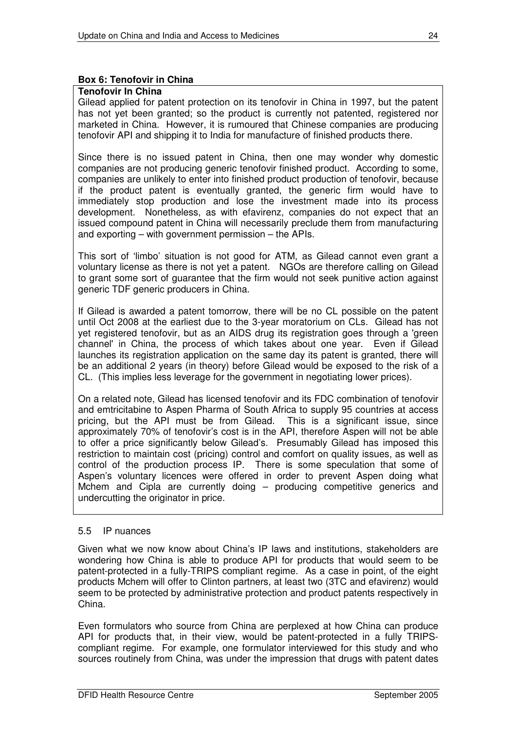**Box 6: Tenofovir in China**

**Tenofovir In China**

Gilead applied for patent protection on its tenofovir in China in 1997, but the patent has not yet been granted; so the product is currently not patented, registered nor marketed in China. However, it is rumoured that Chinese companies are producing tenofovir API and shipping it to India for manufacture of finished products there.

Since there is no issued patent in China, then one may wonder why domestic companies are not producing generic tenofovir finished product. According to some, companies are unlikely to enter into finished product production of tenofovir, because if the product patent is eventually granted, the generic firm would have to immediately stop production and lose the investment made into its process development. Nonetheless, as with efavirenz, companies do not expect that an issued compound patent in China will necessarily preclude them from manufacturing and exporting – with government permission – the APIs.

This sort of 'limbo' situation is not good for ATM, as Gilead cannot even grant a voluntary license as there is not yet a patent. NGOs are therefore calling on Gilead to grant some sort of guarantee that the firm would not seek punitive action against generic TDF generic producers in China.

If Gilead is awarded a patent tomorrow, there will be no CL possible on the patent until Oct 2008 at the earliest due to the 3-year moratorium on CLs. Gilead has not yet registered tenofovir, but as an AIDS drug its registration goes through a 'green channel' in China, the process of which takes about one year. Even if Gilead launches its registration application on the same day its patent is granted, there will be an additional 2 years (in theory) before Gilead would be exposed to the risk of a CL. (This implies less leverage for the government in negotiating lower prices).

On a related note, Gilead has licensed tenofovir and its FDC combination of tenofovir and emtricitabine to Aspen Pharma of South Africa to supply 95 countries at access pricing, but the API must be from Gilead. This is a significant issue, since approximately 70% of tenofovir's cost is in the API, therefore Aspen will not be able to offer a price significantly below Gilead's. Presumably Gilead has imposed this restriction to maintain cost (pricing) control and comfort on quality issues, as well as control of the production process IP. There is some speculation that some of Aspen's voluntary licences were offered in order to prevent Aspen doing what Mchem and Cipla are currently doing – producing competitive generics and undercutting the originator in price.

### 5.5 IP nuances

Given what we now know about China's IP laws and institutions, stakeholders are wondering how China is able to produce API for products that would seem to be patent-protected in a fully-TRIPS compliant regime. As a case in point, of the eight products Mchem will offer to Clinton partners, at least two (3TC and efavirenz) would seem to be protected by administrative protection and product patents respectively in China.

Even formulators who source from China are perplexed at how China can produce API for products that, in their view, would be patent-protected in a fully TRIPS-compliant regime. For example, one formulator interviewed for this study and who sources routinely from China, was under the impression that drugs with patent dates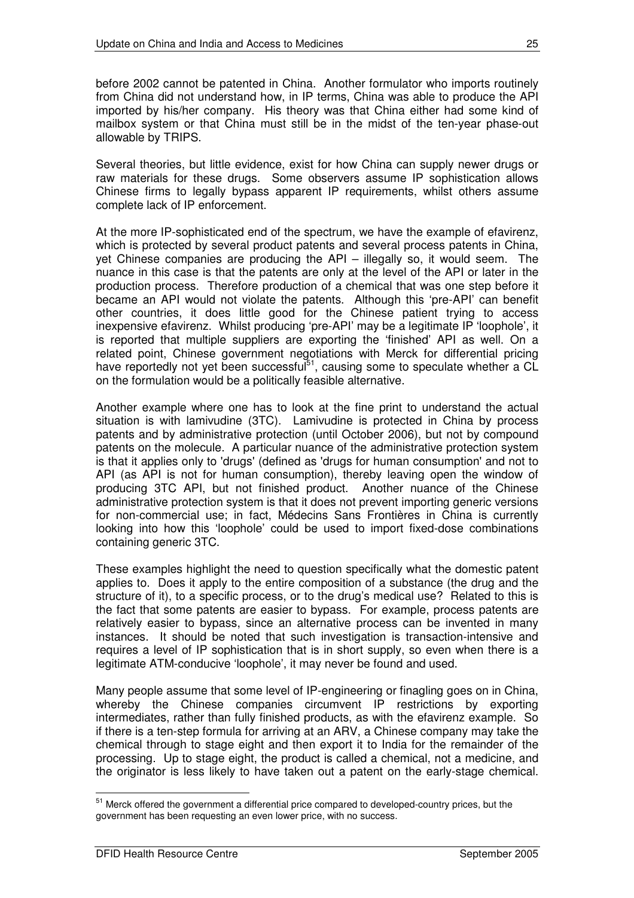before 2002 cannot be patented in China. Another formulator who imports routinely from China did not understand how, in IP terms, China was able to produce the API imported by his/her company. His theory was that China either had some kind of mailbox system or that China must still be in the midst of the ten-year phase-out allowable by TRIPS.

Several theories, but little evidence, exist for how China can supply newer drugs or raw materials for these drugs. Some observers assume IP sophistication allows Chinese firms to legally bypass apparent IP requirements, whilst others assume complete lack of IP enforcement.

At the more IP-sophisticated end of the spectrum, we have the example of efavirenz, which is protected by several product patents and several process patents in China, yet Chinese companies are producing the API – illegally so, it would seem. The nuance in this case is that the patents are only at the level of the API or later in the production process. Therefore production of a chemical that was one step before it became an API would not violate the patents. Although this 'pre-API' can benefit other countries, it does little good for the Chinese patient trying to access inexpensive efavirenz. Whilst producing 'pre-API' may be a legitimate IP 'loophole', it is reported that multiple suppliers are exporting the 'finished' API as well. On a related point, Chinese government negotiations with Merck for differential pricing have reportedly not yet been successful[51], causing some to speculate whether a CL on the formulation would be a politically feasible alternative.

Another example where one has to look at the fine print to understand the actual situation is with lamivudine (3TC). Lamivudine is protected in China by process patents and by administrative protection (until October 2006), but not by compound patents on the molecule. A particular nuance of the administrative protection system is that it applies only to 'drugs' (defined as 'drugs for human consumption' and not to API (as API is not for human consumption), thereby leaving open the window of producing 3TC API, but not finished product. Another nuance of the Chinese administrative protection system is that it does not prevent importing generic versions for non-commercial use; in fact, Médecins Sans Frontières in China is currently looking into how this 'loophole' could be used to import fixed-dose combinations containing generic 3TC.

These examples highlight the need to question specifically what the domestic patent applies to. Does it apply to the entire composition of a substance (the drug and the structure of it), to a specific process, or to the drug's medical use? Related to this is the fact that some patents are easier to bypass. For example, process patents are relatively easier to bypass, since an alternative process can be invented in many instances. It should be noted that such investigation is transaction-intensive and requires a level of IP sophistication that is in short supply, so even when there is a legitimate ATM-conducive 'loophole', it may never be found and used.

Many people assume that some level of IP-engineering or finagling goes on in China, whereby the Chinese companies circumvent IP restrictions by exporting intermediates, rather than fully finished products, as with the efavirenz example. So if there is a ten-step formula for arriving at an ARV, a Chinese company may take the chemical through to stage eight and then export it to India for the remainder of the processing. Up to stage eight, the product is called a chemical, not a medicine, and the originator is less likely to have taken out a patent on the early-stage chemical.

---

[51] Merck offered the government a differential price compared to developed-country prices, but the government has been requesting an even lower price, with no success.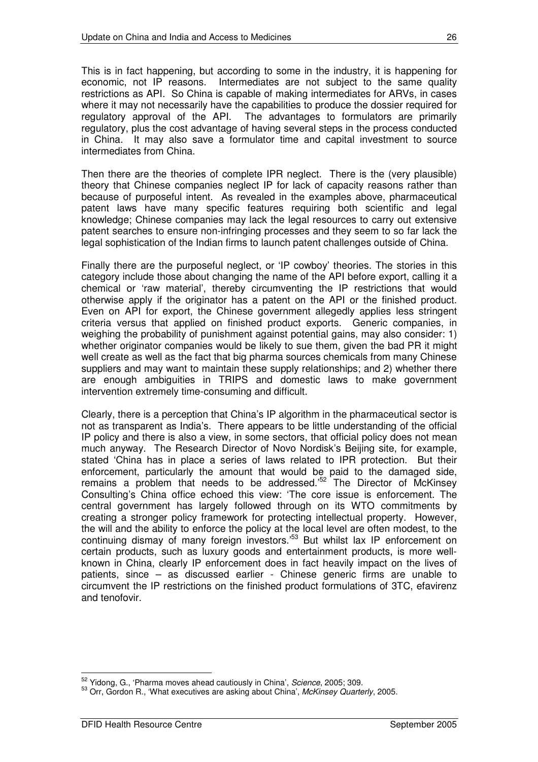This is in fact happening, but according to some in the industry, it is happening for economic, not IP reasons. Intermediates are not subject to the same quality restrictions as API. So China is capable of making intermediates for ARVs, in cases where it may not necessarily have the capabilities to produce the dossier required for regulatory approval of the API. The advantages to formulators are primarily regulatory, plus the cost advantage of having several steps in the process conducted in China. It may also save a formulator time and capital investment to source intermediates from China.

Then there are the theories of complete IPR neglect. There is the (very plausible) theory that Chinese companies neglect IP for lack of capacity reasons rather than because of purposeful intent. As revealed in the examples above, pharmaceutical patent laws have many specific features requiring both scientific and legal knowledge; Chinese companies may lack the legal resources to carry out extensive patent searches to ensure non-infringing processes and they seem to so far lack the legal sophistication of the Indian firms to launch patent challenges outside of China.

Finally there are the purposeful neglect, or 'IP cowboy' theories. The stories in this category include those about changing the name of the API before export, calling it a chemical or 'raw material', thereby circumventing the IP restrictions that would otherwise apply if the originator has a patent on the API or the finished product. Even on API for export, the Chinese government allegedly applies less stringent criteria versus that applied on finished product exports. Generic companies, in weighing the probability of punishment against potential gains, may also consider: 1) whether originator companies would be likely to sue them, given the bad PR it might well create as well as the fact that big pharma sources chemicals from many Chinese suppliers and may want to maintain these supply relationships; and 2) whether there are enough ambiguities in TRIPS and domestic laws to make government intervention extremely time-consuming and difficult.

Clearly, there is a perception that China's IP algorithm in the pharmaceutical sector is not as transparent as India's. There appears to be little understanding of the official IP policy and there is also a view, in some sectors, that official policy does not mean much anyway. The Research Director of Novo Nordisk's Beijing site, for example, stated 'China has in place a series of laws related to IPR protection. But their enforcement, particularly the amount that would be paid to the damaged side, remains a problem that needs to be addressed.'[52] The Director of McKinsey Consulting's China office echoed this view: 'The core issue is enforcement. The central government has largely followed through on its WTO commitments by creating a stronger policy framework for protecting intellectual property. However, the will and the ability to enforce the policy at the local level are often modest, to the continuing dismay of many foreign investors.'[53] But whilst lax IP enforcement on certain products, such as luxury goods and entertainment products, is more well-known in China, clearly IP enforcement does in fact heavily impact on the lives of patients, since – as discussed earlier - Chinese generic firms are unable to circumvent the IP restrictions on the finished product formulations of 3TC, efavirenz and tenofovir.

[52] Yidong, G., 'Pharma moves ahead cautiously in China', *Science*, 2005; 309.

[53] Orr, Gordon R., 'What executives are asking about China', *McKinsey Quarterly*, 2005.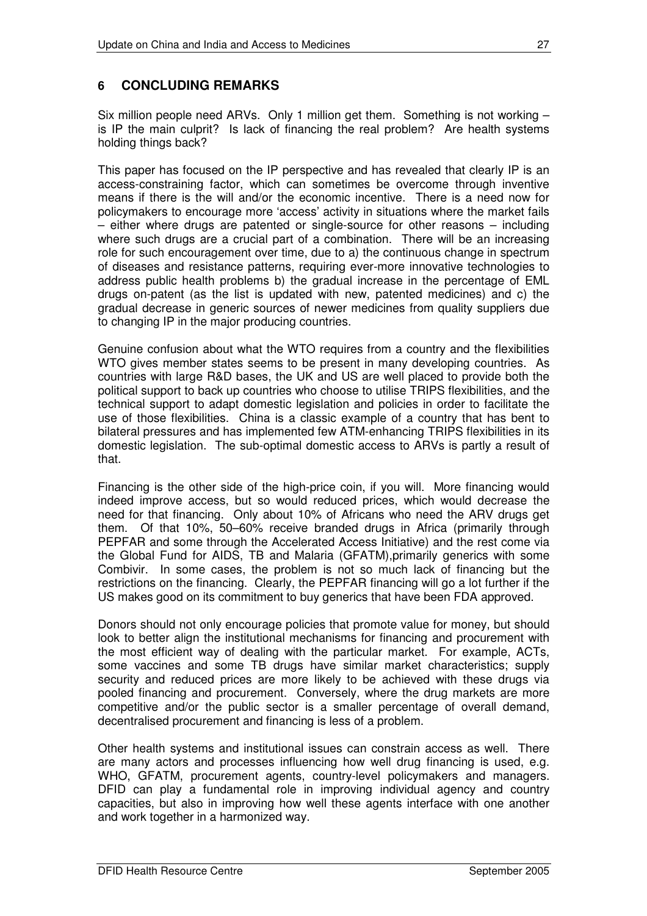## 6 CONCLUDING REMARKS

Six million people need ARVs. Only 1 million get them. Something is not working – is IP the main culprit? Is lack of financing the real problem? Are health systems holding things back?

This paper has focused on the IP perspective and has revealed that clearly IP is an access-constraining factor, which can sometimes be overcome through inventive means if there is the will and/or the economic incentive. There is a need now for policymakers to encourage more 'access' activity in situations where the market fails – either where drugs are patented or single-source for other reasons – including where such drugs are a crucial part of a combination. There will be an increasing role for such encouragement over time, due to a) the continuous change in spectrum of diseases and resistance patterns, requiring ever-more innovative technologies to address public health problems b) the gradual increase in the percentage of EML drugs on-patent (as the list is updated with new, patented medicines) and c) the gradual decrease in generic sources of newer medicines from quality suppliers due to changing IP in the major producing countries.

Genuine confusion about what the WTO requires from a country and the flexibilities WTO gives member states seems to be present in many developing countries. As countries with large R&D bases, the UK and US are well placed to provide both the political support to back up countries who choose to utilise TRIPS flexibilities, and the technical support to adapt domestic legislation and policies in order to facilitate the use of those flexibilities. China is a classic example of a country that has bent to bilateral pressures and has implemented few ATM-enhancing TRIPS flexibilities in its domestic legislation. The sub-optimal domestic access to ARVs is partly a result of that.

Financing is the other side of the high-price coin, if you will. More financing would indeed improve access, but so would reduced prices, which would decrease the need for that financing. Only about 10% of Africans who need the ARV drugs get them. Of that 10%, 50–60% receive branded drugs in Africa (primarily through PEPFAR and some through the Accelerated Access Initiative) and the rest come via the Global Fund for AIDS, TB and Malaria (GFATM),primarily generics with some Combivir. In some cases, the problem is not so much lack of financing but the restrictions on the financing. Clearly, the PEPFAR financing will go a lot further if the US makes good on its commitment to buy generics that have been FDA approved.

Donors should not only encourage policies that promote value for money, but should look to better align the institutional mechanisms for financing and procurement with the most efficient way of dealing with the particular market. For example, ACTs, some vaccines and some TB drugs have similar market characteristics; supply security and reduced prices are more likely to be achieved with these drugs via pooled financing and procurement. Conversely, where the drug markets are more competitive and/or the public sector is a smaller percentage of overall demand, decentralised procurement and financing is less of a problem.

Other health systems and institutional issues can constrain access as well. There are many actors and processes influencing how well drug financing is used, e.g. WHO, GFATM, procurement agents, country-level policymakers and managers. DFID can play a fundamental role in improving individual agency and country capacities, but also in improving how well these agents interface with one another and work together in a harmonized way.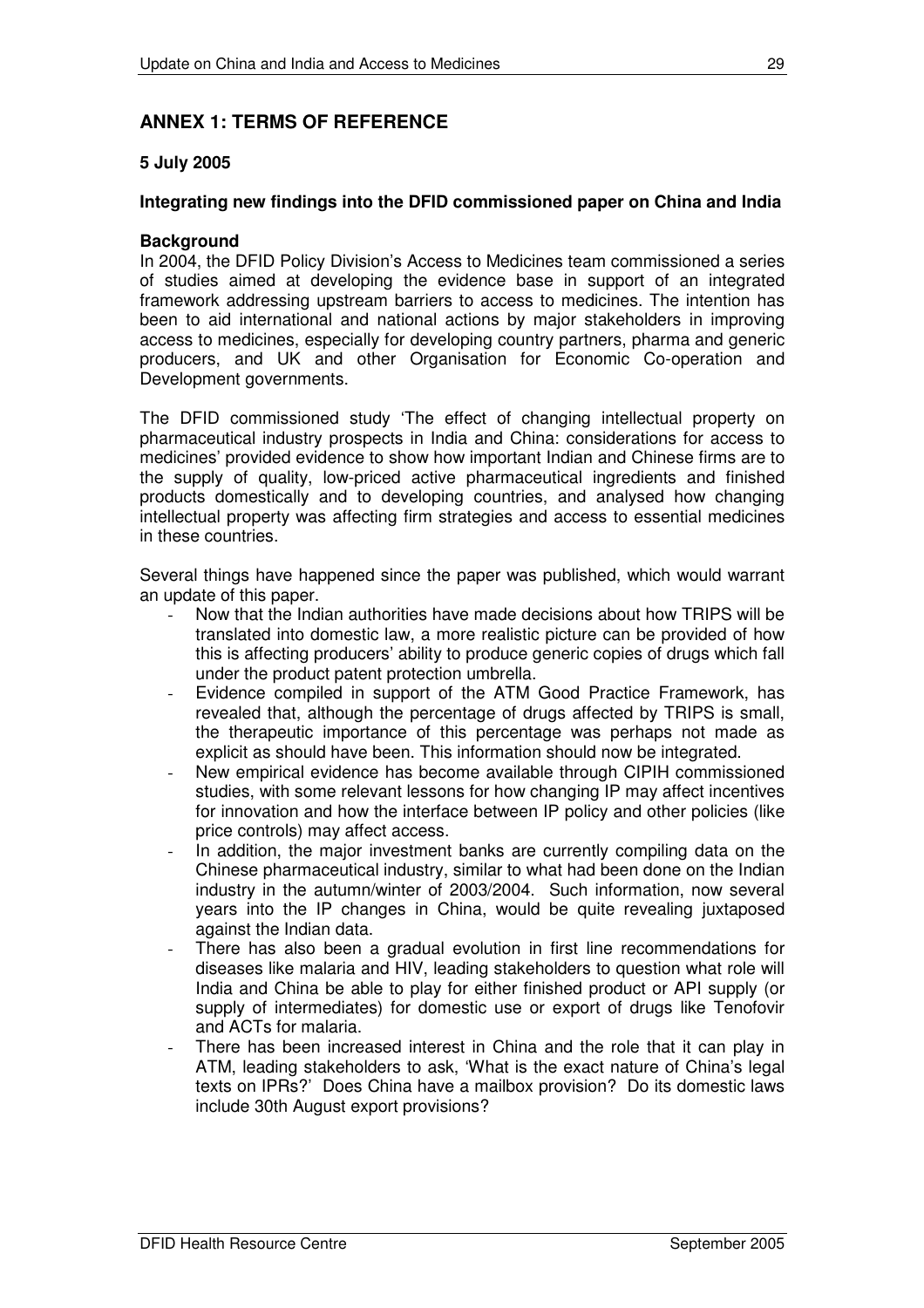## ANNEX 1: TERMS OF REFERENCE

**5 July 2005**

**Integrating new findings into the DFID commissioned paper on China and India**

**Background**

In 2004, the DFID Policy Division's Access to Medicines team commissioned a series of studies aimed at developing the evidence base in support of an integrated framework addressing upstream barriers to access to medicines. The intention has been to aid international and national actions by major stakeholders in improving access to medicines, especially for developing country partners, pharma and generic producers, and UK and other Organisation for Economic Co-operation and Development governments.

The DFID commissioned study 'The effect of changing intellectual property on pharmaceutical industry prospects in India and China: considerations for access to medicines' provided evidence to show how important Indian and Chinese firms are to the supply of quality, low-priced active pharmaceutical ingredients and finished products domestically and to developing countries, and analysed how changing intellectual property was affecting firm strategies and access to essential medicines in these countries.

Several things have happened since the paper was published, which would warrant an update of this paper.

- Now that the Indian authorities have made decisions about how TRIPS will be translated into domestic law, a more realistic picture can be provided of how this is affecting producers' ability to produce generic copies of drugs which fall under the product patent protection umbrella.
- Evidence compiled in support of the ATM Good Practice Framework, has revealed that, although the percentage of drugs affected by TRIPS is small, the therapeutic importance of this percentage was perhaps not made as explicit as should have been. This information should now be integrated.
- New empirical evidence has become available through CIPIH commissioned studies, with some relevant lessons for how changing IP may affect incentives for innovation and how the interface between IP policy and other policies (like price controls) may affect access.
- In addition, the major investment banks are currently compiling data on the Chinese pharmaceutical industry, similar to what had been done on the Indian industry in the autumn/winter of 2003/2004. Such information, now several years into the IP changes in China, would be quite revealing juxtaposed against the Indian data.
- There has also been a gradual evolution in first line recommendations for diseases like malaria and HIV, leading stakeholders to question what role will India and China be able to play for either finished product or API supply (or supply of intermediates) for domestic use or export of drugs like Tenofovir and ACTs for malaria.
- There has been increased interest in China and the role that it can play in ATM, leading stakeholders to ask, 'What is the exact nature of China's legal texts on IPRs?' Does China have a mailbox provision? Do its domestic laws include 30th August export provisions?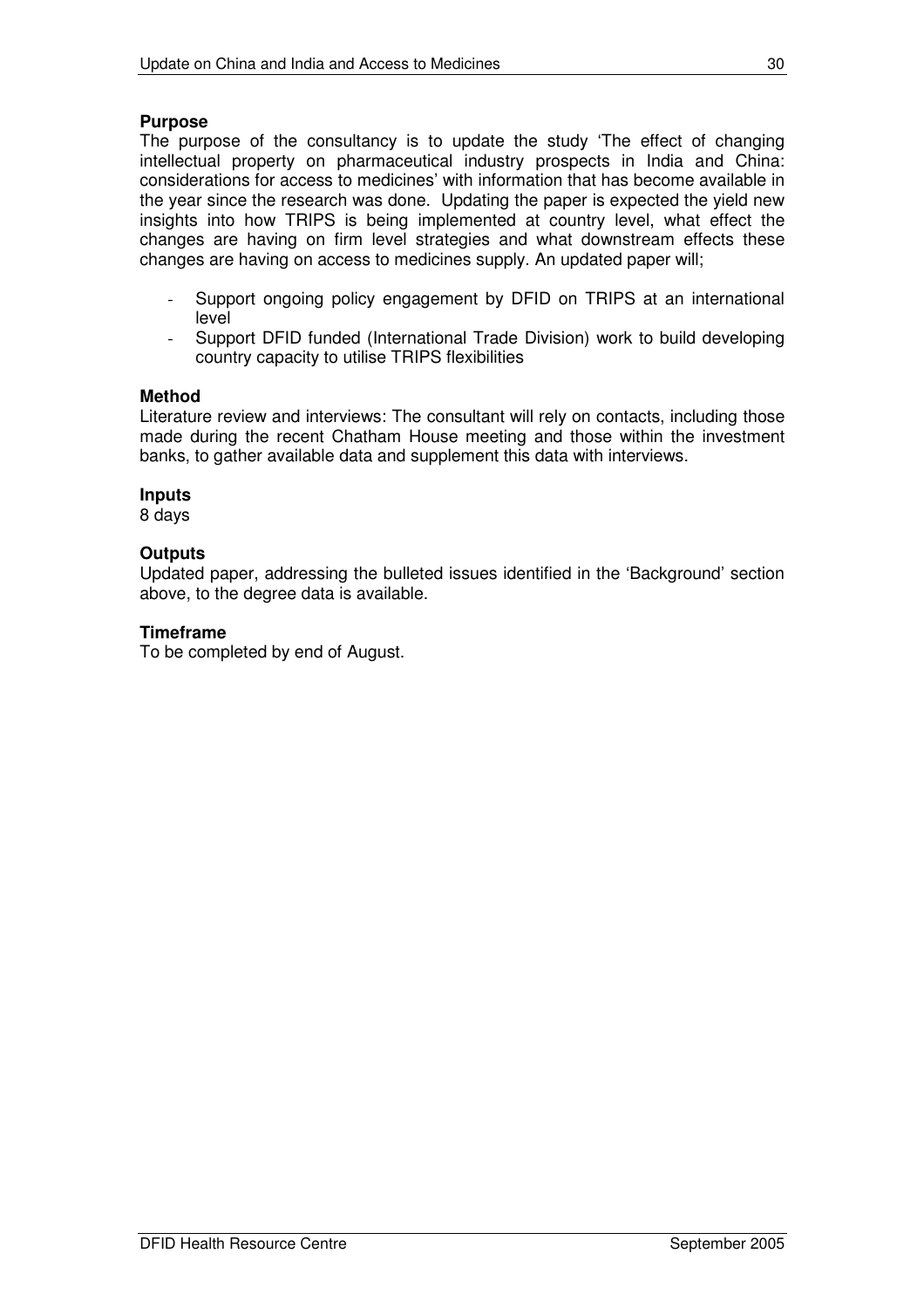**Purpose**

The purpose of the consultancy is to update the study 'The effect of changing intellectual property on pharmaceutical industry prospects in India and China: considerations for access to medicines' with information that has become available in the year since the research was done. Updating the paper is expected the yield new insights into how TRIPS is being implemented at country level, what effect the changes are having on firm level strategies and what downstream effects these changes are having on access to medicines supply. An updated paper will;

- Support ongoing policy engagement by DFID on TRIPS at an international level
- Support DFID funded (International Trade Division) work to build developing country capacity to utilise TRIPS flexibilities

**Method**

Literature review and interviews: The consultant will rely on contacts, including those made during the recent Chatham House meeting and those within the investment banks, to gather available data and supplement this data with interviews.

**Inputs**

8 days

**Outputs**

Updated paper, addressing the bulleted issues identified in the 'Background' section above, to the degree data is available.

**Timeframe**

To be completed by end of August.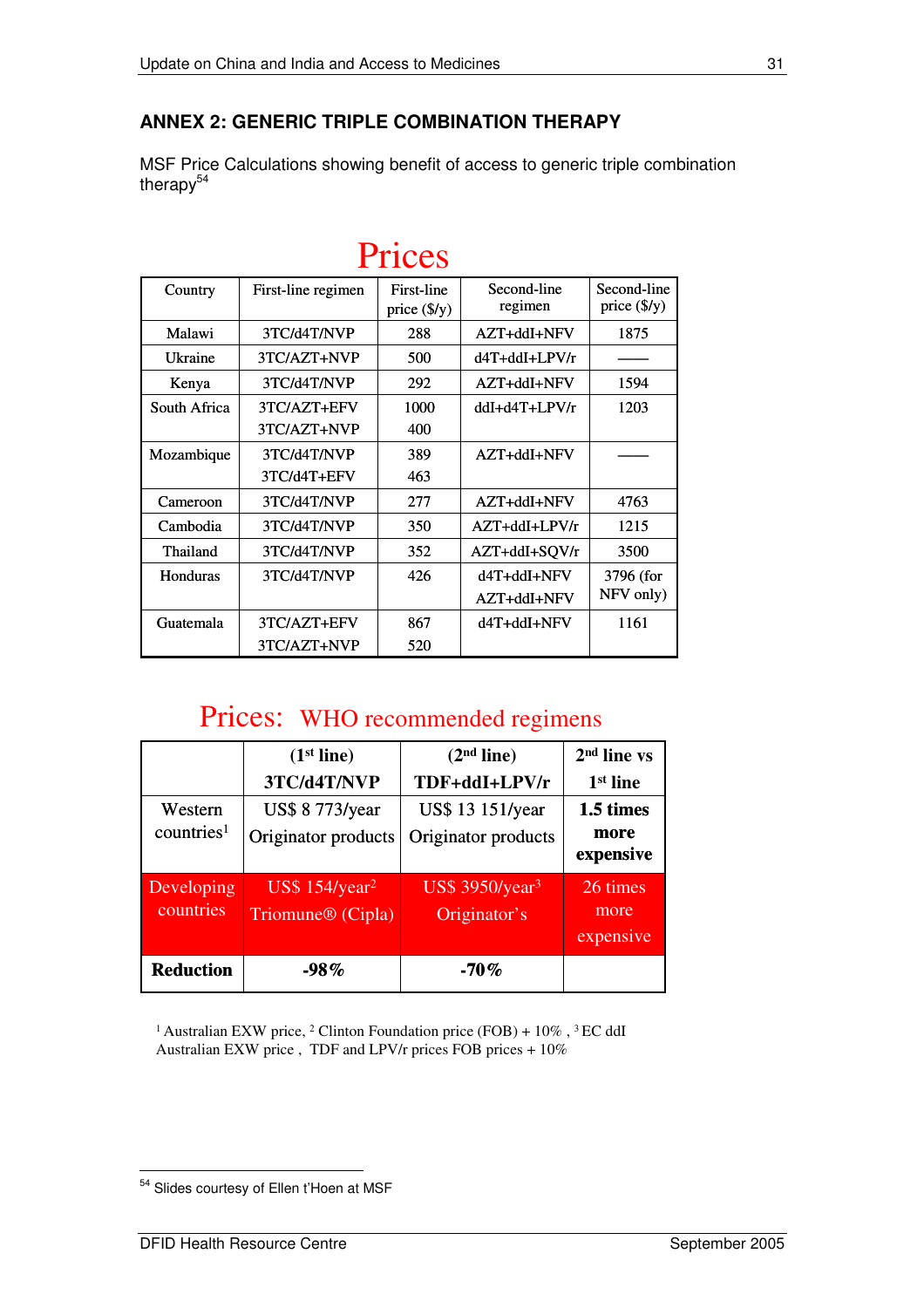## ANNEX 2: GENERIC TRIPLE COMBINATION THERAPY

MSF Price Calculations showing benefit of access to generic triple combination therapy[54]

# Prices

| Country | First-line regimen | First-line price ($/y) | Second-line regimen | Second-line price ($/y) |
|---|---|---|---|---|
| Malawi | 3TC/d4T/NVP | 288 | AZT+ddI+NFV | 1875 |
| Ukraine | 3TC/AZT+NVP | 500 | d4T+ddI+LPV/r | —— |
| Kenya | 3TC/d4T/NVP | 292 | AZT+ddI+NFV | 1594 |
| South Africa | 3TC/AZT+EFV<br>3TC/AZT+NVP | 1000<br>400 | ddI+d4T+LPV/r | 1203 |
| Mozambique | 3TC/d4T/NVP<br>3TC/d4T+EFV | 389<br>463 | AZT+ddI+NFV | —— |
| Cameroon | 3TC/d4T/NVP | 277 | AZT+ddI+NFV | 4763 |
| Cambodia | 3TC/d4T/NVP | 350 | AZT+ddI+LPV/r | 1215 |
| Thailand | 3TC/d4T/NVP | 352 | AZT+ddI+SQV/r | 3500 |
| Honduras | 3TC/d4T/NVP | 426 | d4T+ddI+NFV<br>AZT+ddI+NFV | 3796 (for NFV only) |
| Guatemala | 3TC/AZT+EFV<br>3TC/AZT+NVP | 867<br>520 | d4T+ddI+NFV | 1161 |

# Prices: WHO recommended regimens

| | **(1st line) 3TC/d4T/NVP** | **(2nd line) TDF+ddI+LPV/r** | **2nd line vs 1st line** |
|---|---|---|---|
| Western countries[1] | US$ 8 773/year Originator products | US$ 13 151/year Originator products | **1.5 times more expensive** |
| Developing countries | US$ 154/year[2] Triomune® (Cipla) | US$ 3950/year[3] Originator's | 26 times more expensive |
| **Reduction** | **-98%** | **-70%** | |

[1] Australian EXW price, [2] Clinton Foundation price (FOB) + 10% , [3] EC ddI Australian EXW price , TDF and LPV/r prices FOB prices + 10%

[54] Slides courtesy of Ellen t'Hoen at MSF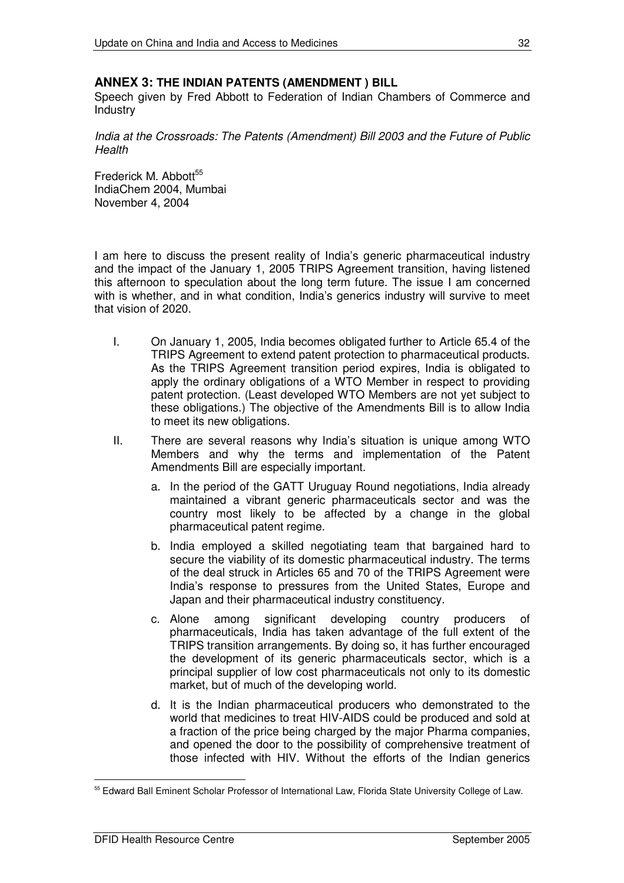## ANNEX 3: THE INDIAN PATENTS (AMENDMENT ) BILL

Speech given by Fred Abbott to Federation of Indian Chambers of Commerce and Industry

*India at the Crossroads: The Patents (Amendment) Bill 2003 and the Future of Public Health*

Frederick M. Abbott[55]
IndiaChem 2004, Mumbai
November 4, 2004

I am here to discuss the present reality of India's generic pharmaceutical industry and the impact of the January 1, 2005 TRIPS Agreement transition, having listened this afternoon to speculation about the long term future. The issue I am concerned with is whether, and in what condition, India's generics industry will survive to meet that vision of 2020.

I. On January 1, 2005, India becomes obligated further to Article 65.4 of the TRIPS Agreement to extend patent protection to pharmaceutical products. As the TRIPS Agreement transition period expires, India is obligated to apply the ordinary obligations of a WTO Member in respect to providing patent protection. (Least developed WTO Members are not yet subject to these obligations.) The objective of the Amendments Bill is to allow India to meet its new obligations.

II. There are several reasons why India's situation is unique among WTO Members and why the terms and implementation of the Patent Amendments Bill are especially important.

   a. In the period of the GATT Uruguay Round negotiations, India already maintained a vibrant generic pharmaceuticals sector and was the country most likely to be affected by a change in the global pharmaceutical patent regime.

   b. India employed a skilled negotiating team that bargained hard to secure the viability of its domestic pharmaceutical industry. The terms of the deal struck in Articles 65 and 70 of the TRIPS Agreement were India's response to pressures from the United States, Europe and Japan and their pharmaceutical industry constituency.

   c. Alone among significant developing country producers of pharmaceuticals, India has taken advantage of the full extent of the TRIPS transition arrangements. By doing so, it has further encouraged the development of its generic pharmaceuticals sector, which is a principal supplier of low cost pharmaceuticals not only to its domestic market, but of much of the developing world.

   d. It is the Indian pharmaceutical producers who demonstrated to the world that medicines to treat HIV-AIDS could be produced and sold at a fraction of the price being charged by the major Pharma companies, and opened the door to the possibility of comprehensive treatment of those infected with HIV. Without the efforts of the Indian generics

[55] Edward Ball Eminent Scholar Professor of International Law, Florida State University College of Law.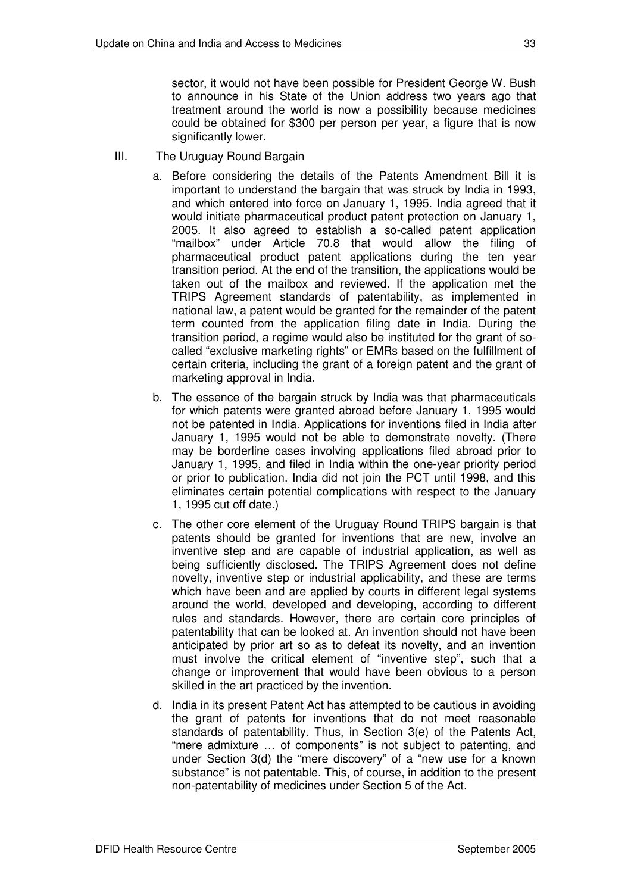sector, it would not have been possible for President George W. Bush to announce in his State of the Union address two years ago that treatment around the world is now a possibility because medicines could be obtained for $300 per person per year, a figure that is now significantly lower.

III. The Uruguay Round Bargain

a. Before considering the details of the Patents Amendment Bill it is important to understand the bargain that was struck by India in 1993, and which entered into force on January 1, 1995. India agreed that it would initiate pharmaceutical product patent protection on January 1, 2005. It also agreed to establish a so-called patent application "mailbox" under Article 70.8 that would allow the filing of pharmaceutical product patent applications during the ten year transition period. At the end of the transition, the applications would be taken out of the mailbox and reviewed. If the application met the TRIPS Agreement standards of patentability, as implemented in national law, a patent would be granted for the remainder of the patent term counted from the application filing date in India. During the transition period, a regime would also be instituted for the grant of so-called "exclusive marketing rights" or EMRs based on the fulfillment of certain criteria, including the grant of a foreign patent and the grant of marketing approval in India.

b. The essence of the bargain struck by India was that pharmaceuticals for which patents were granted abroad before January 1, 1995 would not be patented in India. Applications for inventions filed in India after January 1, 1995 would not be able to demonstrate novelty. (There may be borderline cases involving applications filed abroad prior to January 1, 1995, and filed in India within the one-year priority period or prior to publication. India did not join the PCT until 1998, and this eliminates certain potential complications with respect to the January 1, 1995 cut off date.)

c. The other core element of the Uruguay Round TRIPS bargain is that patents should be granted for inventions that are new, involve an inventive step and are capable of industrial application, as well as being sufficiently disclosed. The TRIPS Agreement does not define novelty, inventive step or industrial applicability, and these are terms which have been and are applied by courts in different legal systems around the world, developed and developing, according to different rules and standards. However, there are certain core principles of patentability that can be looked at. An invention should not have been anticipated by prior art so as to defeat its novelty, and an invention must involve the critical element of "inventive step", such that a change or improvement that would have been obvious to a person skilled in the art practiced by the invention.

d. India in its present Patent Act has attempted to be cautious in avoiding the grant of patents for inventions that do not meet reasonable standards of patentability. Thus, in Section 3(e) of the Patents Act, "mere admixture … of components" is not subject to patenting, and under Section 3(d) the "mere discovery" of a "new use for a known substance" is not patentable. This, of course, in addition to the present non-patentability of medicines under Section 5 of the Act.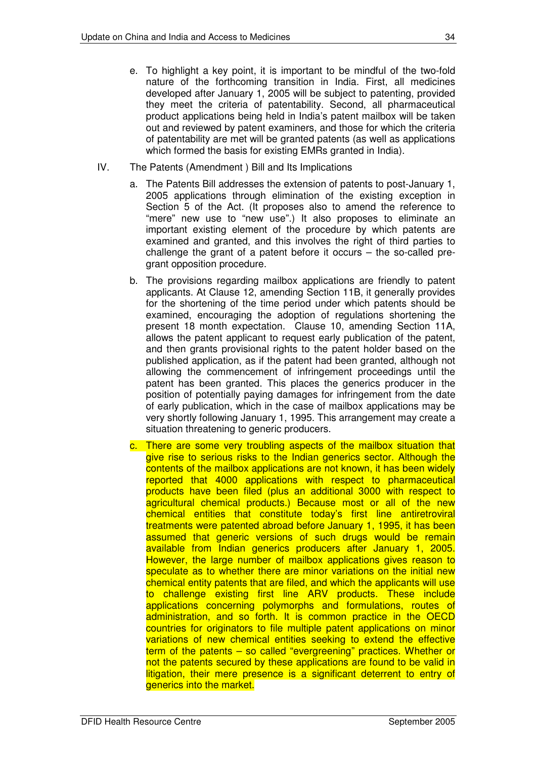e. To highlight a key point, it is important to be mindful of the two-fold nature of the forthcoming transition in India. First, all medicines developed after January 1, 2005 will be subject to patenting, provided they meet the criteria of patentability. Second, all pharmaceutical product applications being held in India's patent mailbox will be taken out and reviewed by patent examiners, and those for which the criteria of patentability are met will be granted patents (as well as applications which formed the basis for existing EMRs granted in India).

IV. The Patents (Amendment ) Bill and Its Implications

a. The Patents Bill addresses the extension of patents to post-January 1, 2005 applications through elimination of the existing exception in Section 5 of the Act. (It proposes also to amend the reference to "mere" new use to "new use".) It also proposes to eliminate an important existing element of the procedure by which patents are examined and granted, and this involves the right of third parties to challenge the grant of a patent before it occurs – the so-called pre-grant opposition procedure.

b. The provisions regarding mailbox applications are friendly to patent applicants. At Clause 12, amending Section 11B, it generally provides for the shortening of the time period under which patents should be examined, encouraging the adoption of regulations shortening the present 18 month expectation. Clause 10, amending Section 11A, allows the patent applicant to request early publication of the patent, and then grants provisional rights to the patent holder based on the published application, as if the patent had been granted, although not allowing the commencement of infringement proceedings until the patent has been granted. This places the generics producer in the position of potentially paying damages for infringement from the date of early publication, which in the case of mailbox applications may be very shortly following January 1, 1995. This arrangement may create a situation threatening to generic producers.

c. There are some very troubling aspects of the mailbox situation that give rise to serious risks to the Indian generics sector. Although the contents of the mailbox applications are not known, it has been widely reported that 4000 applications with respect to pharmaceutical products have been filed (plus an additional 3000 with respect to agricultural chemical products.) Because most or all of the new chemical entities that constitute today's first line antiretroviral treatments were patented abroad before January 1, 1995, it has been assumed that generic versions of such drugs would be remain available from Indian generics producers after January 1, 2005. However, the large number of mailbox applications gives reason to speculate as to whether there are minor variations on the initial new chemical entity patents that are filed, and which the applicants will use to challenge existing first line ARV products. These include applications concerning polymorphs and formulations, routes of administration, and so forth. It is common practice in the OECD countries for originators to file multiple patent applications on minor variations of new chemical entities seeking to extend the effective term of the patents – so called "evergreening" practices. Whether or not the patents secured by these applications are found to be valid in litigation, their mere presence is a significant deterrent to entry of generics into the market.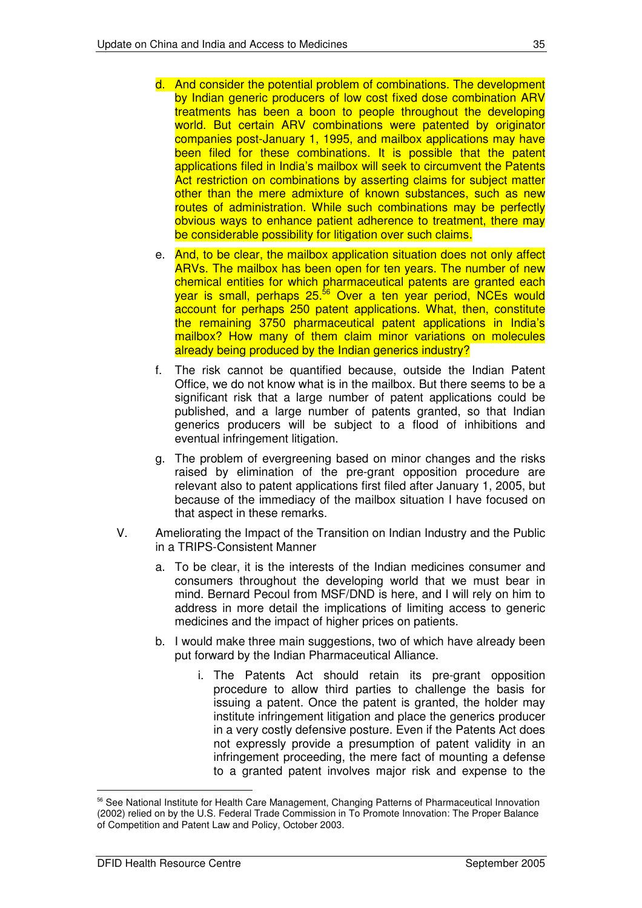d. And consider the potential problem of combinations. The development by Indian generic producers of low cost fixed dose combination ARV treatments has been a boon to people throughout the developing world. But certain ARV combinations were patented by originator companies post-January 1, 1995, and mailbox applications may have been filed for these combinations. It is possible that the patent applications filed in India's mailbox will seek to circumvent the Patents Act restriction on combinations by asserting claims for subject matter other than the mere admixture of known substances, such as new routes of administration. While such combinations may be perfectly obvious ways to enhance patient adherence to treatment, there may be considerable possibility for litigation over such claims.

e. And, to be clear, the mailbox application situation does not only affect ARVs. The mailbox has been open for ten years. The number of new chemical entities for which pharmaceutical patents are granted each year is small, perhaps 25.[56] Over a ten year period, NCEs would account for perhaps 250 patent applications. What, then, constitute the remaining 3750 pharmaceutical patent applications in India's mailbox? How many of them claim minor variations on molecules already being produced by the Indian generics industry?

f. The risk cannot be quantified because, outside the Indian Patent Office, we do not know what is in the mailbox. But there seems to be a significant risk that a large number of patent applications could be published, and a large number of patents granted, so that Indian generics producers will be subject to a flood of inhibitions and eventual infringement litigation.

g. The problem of evergreening based on minor changes and the risks raised by elimination of the pre-grant opposition procedure are relevant also to patent applications first filed after January 1, 2005, but because of the immediacy of the mailbox situation I have focused on that aspect in these remarks.

V. Ameliorating the Impact of the Transition on Indian Industry and the Public in a TRIPS-Consistent Manner

a. To be clear, it is the interests of the Indian medicines consumer and consumers throughout the developing world that we must bear in mind. Bernard Pecoul from MSF/DND is here, and I will rely on him to address in more detail the implications of limiting access to generic medicines and the impact of higher prices on patients.

b. I would make three main suggestions, two of which have already been put forward by the Indian Pharmaceutical Alliance.

i. The Patents Act should retain its pre-grant opposition procedure to allow third parties to challenge the basis for issuing a patent. Once the patent is granted, the holder may institute infringement litigation and place the generics producer in a very costly defensive posture. Even if the Patents Act does not expressly provide a presumption of patent validity in an infringement proceeding, the mere fact of mounting a defense to a granted patent involves major risk and expense to the

---

[56] See National Institute for Health Care Management, Changing Patterns of Pharmaceutical Innovation (2002) relied on by the U.S. Federal Trade Commission in To Promote Innovation: The Proper Balance of Competition and Patent Law and Policy, October 2003.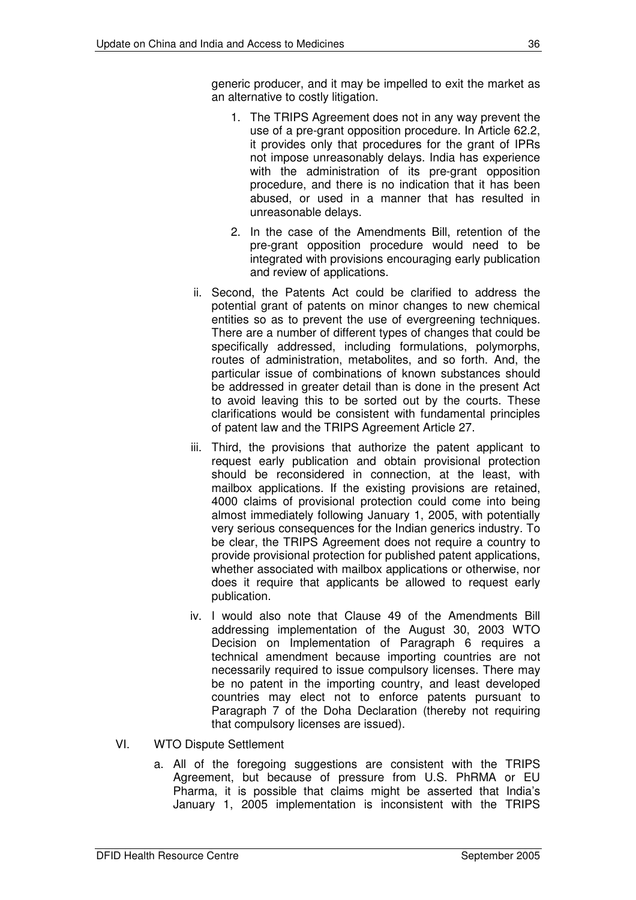generic producer, and it may be impelled to exit the market as an alternative to costly litigation.

1. The TRIPS Agreement does not in any way prevent the use of a pre-grant opposition procedure. In Article 62.2, it provides only that procedures for the grant of IPRs not impose unreasonably delays. India has experience with the administration of its pre-grant opposition procedure, and there is no indication that it has been abused, or used in a manner that has resulted in unreasonable delays.
2. In the case of the Amendments Bill, retention of the pre-grant opposition procedure would need to be integrated with provisions encouraging early publication and review of applications.

ii. Second, the Patents Act could be clarified to address the potential grant of patents on minor changes to new chemical entities so as to prevent the use of evergreening techniques. There are a number of different types of changes that could be specifically addressed, including formulations, polymorphs, routes of administration, metabolites, and so forth. And, the particular issue of combinations of known substances should be addressed in greater detail than is done in the present Act to avoid leaving this to be sorted out by the courts. These clarifications would be consistent with fundamental principles of patent law and the TRIPS Agreement Article 27.

iii. Third, the provisions that authorize the patent applicant to request early publication and obtain provisional protection should be reconsidered in connection, at the least, with mailbox applications. If the existing provisions are retained, 4000 claims of provisional protection could come into being almost immediately following January 1, 2005, with potentially very serious consequences for the Indian generics industry. To be clear, the TRIPS Agreement does not require a country to provide provisional protection for published patent applications, whether associated with mailbox applications or otherwise, nor does it require that applicants be allowed to request early publication.

iv. I would also note that Clause 49 of the Amendments Bill addressing implementation of the August 30, 2003 WTO Decision on Implementation of Paragraph 6 requires a technical amendment because importing countries are not necessarily required to issue compulsory licenses. There may be no patent in the importing country, and least developed countries may elect not to enforce patents pursuant to Paragraph 7 of the Doha Declaration (thereby not requiring that compulsory licenses are issued).

VI. WTO Dispute Settlement

a. All of the foregoing suggestions are consistent with the TRIPS Agreement, but because of pressure from U.S. PhRMA or EU Pharma, it is possible that claims might be asserted that India's January 1, 2005 implementation is inconsistent with the TRIPS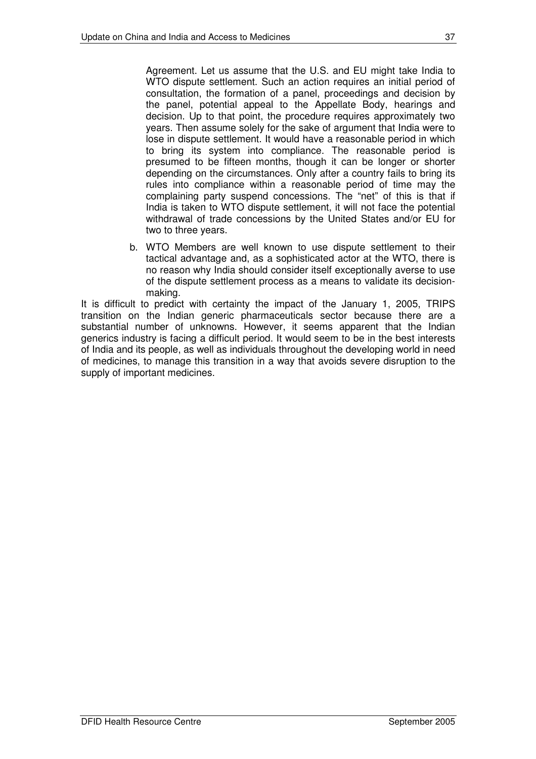Agreement. Let us assume that the U.S. and EU might take India to WTO dispute settlement. Such an action requires an initial period of consultation, the formation of a panel, proceedings and decision by the panel, potential appeal to the Appellate Body, hearings and decision. Up to that point, the procedure requires approximately two years. Then assume solely for the sake of argument that India were to lose in dispute settlement. It would have a reasonable period in which to bring its system into compliance. The reasonable period is presumed to be fifteen months, though it can be longer or shorter depending on the circumstances. Only after a country fails to bring its rules into compliance within a reasonable period of time may the complaining party suspend concessions. The "net" of this is that if India is taken to WTO dispute settlement, it will not face the potential withdrawal of trade concessions by the United States and/or EU for two to three years.

b. WTO Members are well known to use dispute settlement to their tactical advantage and, as a sophisticated actor at the WTO, there is no reason why India should consider itself exceptionally averse to use of the dispute settlement process as a means to validate its decision-making.

It is difficult to predict with certainty the impact of the January 1, 2005, TRIPS transition on the Indian generic pharmaceuticals sector because there are a substantial number of unknowns. However, it seems apparent that the Indian generics industry is facing a difficult period. It would seem to be in the best interests of India and its people, as well as individuals throughout the developing world in need of medicines, to manage this transition in a way that avoids severe disruption to the supply of important medicines.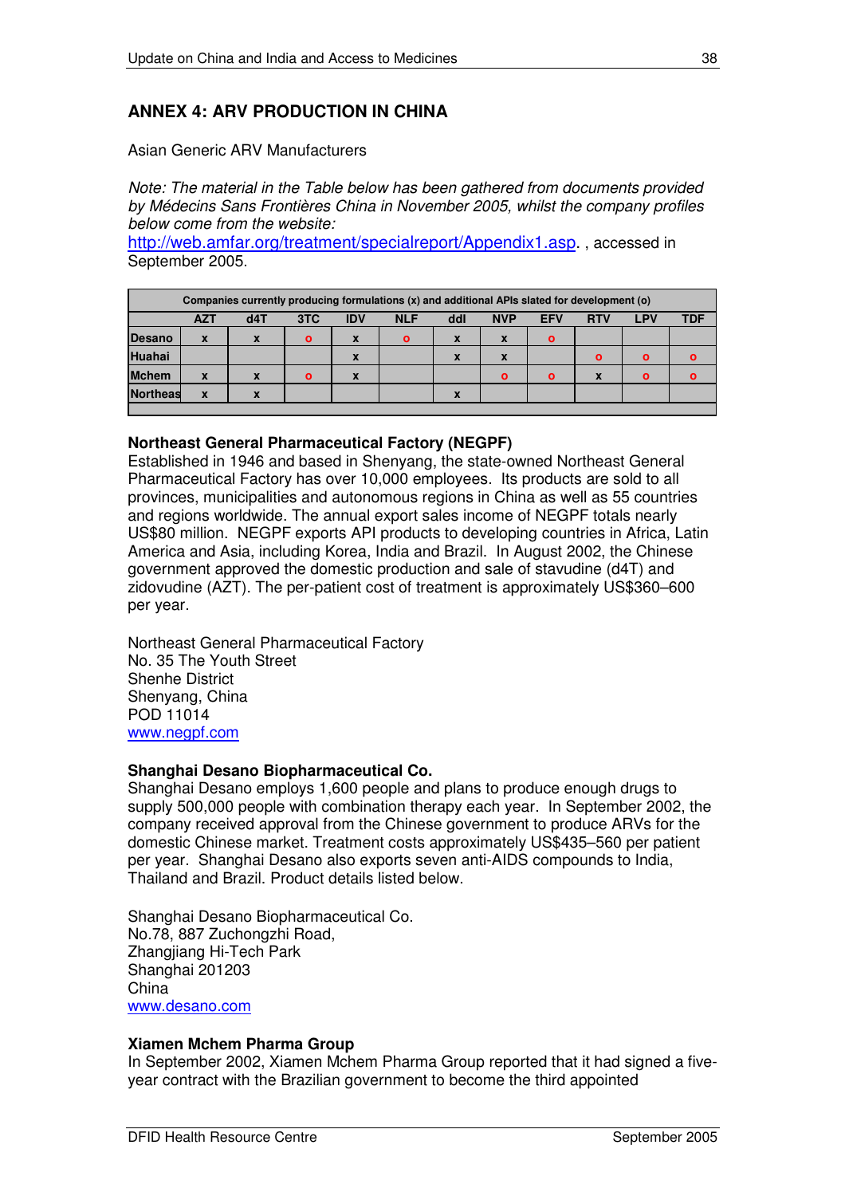## ANNEX 4: ARV PRODUCTION IN CHINA

Asian Generic ARV Manufacturers

*Note: The material in the Table below has been gathered from documents provided by Médecins Sans Frontières China in November 2005, whilst the company profiles below come from the website:*
http://web.amfar.org/treatment/specialreport/Appendix1.asp. , accessed in September 2005.

| Companies currently producing formulations (x) and additional APIs slated for development (o) | | | | | | | | | | | |
|---|---|---|---|---|---|---|---|---|---|---|---|
| | AZT | d4T | 3TC | IDV | NLF | ddI | NVP | EFV | RTV | LPV | TDF |
| Desano | x | x | o | x | o | x | x | o | | | |
| Huahai | | | | x | | x | x | | o | o | o |
| Mchem | x | x | o | x | | | o | o | x | o | o |
| Northeas | x | x | | | | x | | | | | |

**Northeast General Pharmaceutical Factory (NEGPF)**
Established in 1946 and based in Shenyang, the state-owned Northeast General Pharmaceutical Factory has over 10,000 employees. Its products are sold to all provinces, municipalities and autonomous regions in China as well as 55 countries and regions worldwide. The annual export sales income of NEGPF totals nearly US$80 million. NEGPF exports API products to developing countries in Africa, Latin America and Asia, including Korea, India and Brazil. In August 2002, the Chinese government approved the domestic production and sale of stavudine (d4T) and zidovudine (AZT). The per-patient cost of treatment is approximately US$360–600 per year.

Northeast General Pharmaceutical Factory
No. 35 The Youth Street
Shenhe District
Shenyang, China
POD 11014
www.negpf.com

**Shanghai Desano Biopharmaceutical Co.**
Shanghai Desano employs 1,600 people and plans to produce enough drugs to supply 500,000 people with combination therapy each year. In September 2002, the company received approval from the Chinese government to produce ARVs for the domestic Chinese market. Treatment costs approximately US$435–560 per patient per year. Shanghai Desano also exports seven anti-AIDS compounds to India, Thailand and Brazil. Product details listed below.

Shanghai Desano Biopharmaceutical Co.
No.78, 887 Zuchongzhi Road,
Zhangjiang Hi-Tech Park
Shanghai 201203
China
www.desano.com

**Xiamen Mchem Pharma Group**
In September 2002, Xiamen Mchem Pharma Group reported that it had signed a five-year contract with the Brazilian government to become the third appointed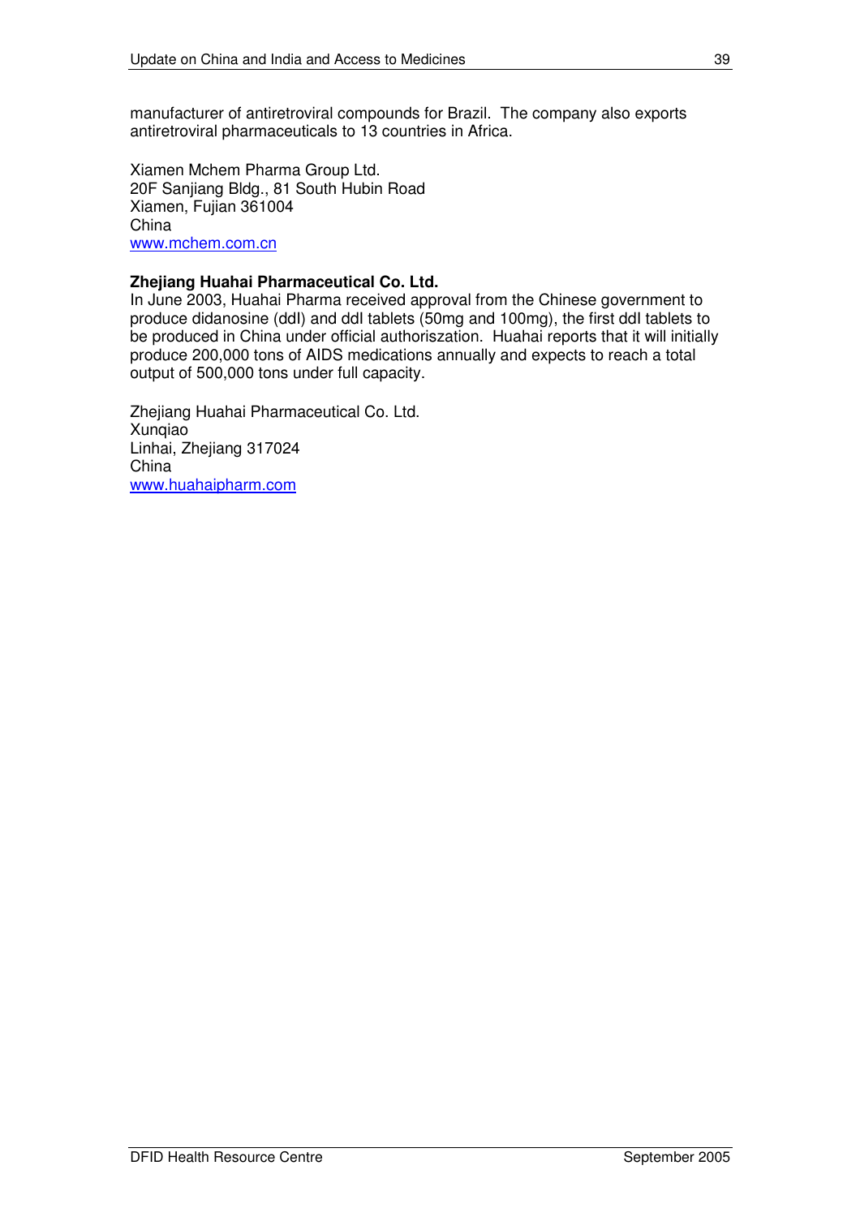manufacturer of antiretroviral compounds for Brazil. The company also exports antiretroviral pharmaceuticals to 13 countries in Africa.

Xiamen Mchem Pharma Group Ltd.
20F Sanjiang Bldg., 81 South Hubin Road
Xiamen, Fujian 361004
China
www.mchem.com.cn

**Zhejiang Huahai Pharmaceutical Co. Ltd.**
In June 2003, Huahai Pharma received approval from the Chinese government to produce didanosine (ddI) and ddI tablets (50mg and 100mg), the first ddI tablets to be produced in China under official authoriszation. Huahai reports that it will initially produce 200,000 tons of AIDS medications annually and expects to reach a total output of 500,000 tons under full capacity.

Zhejiang Huahai Pharmaceutical Co. Ltd.
Xunqiao
Linhai, Zhejiang 317024
China
www.huahaipharm.com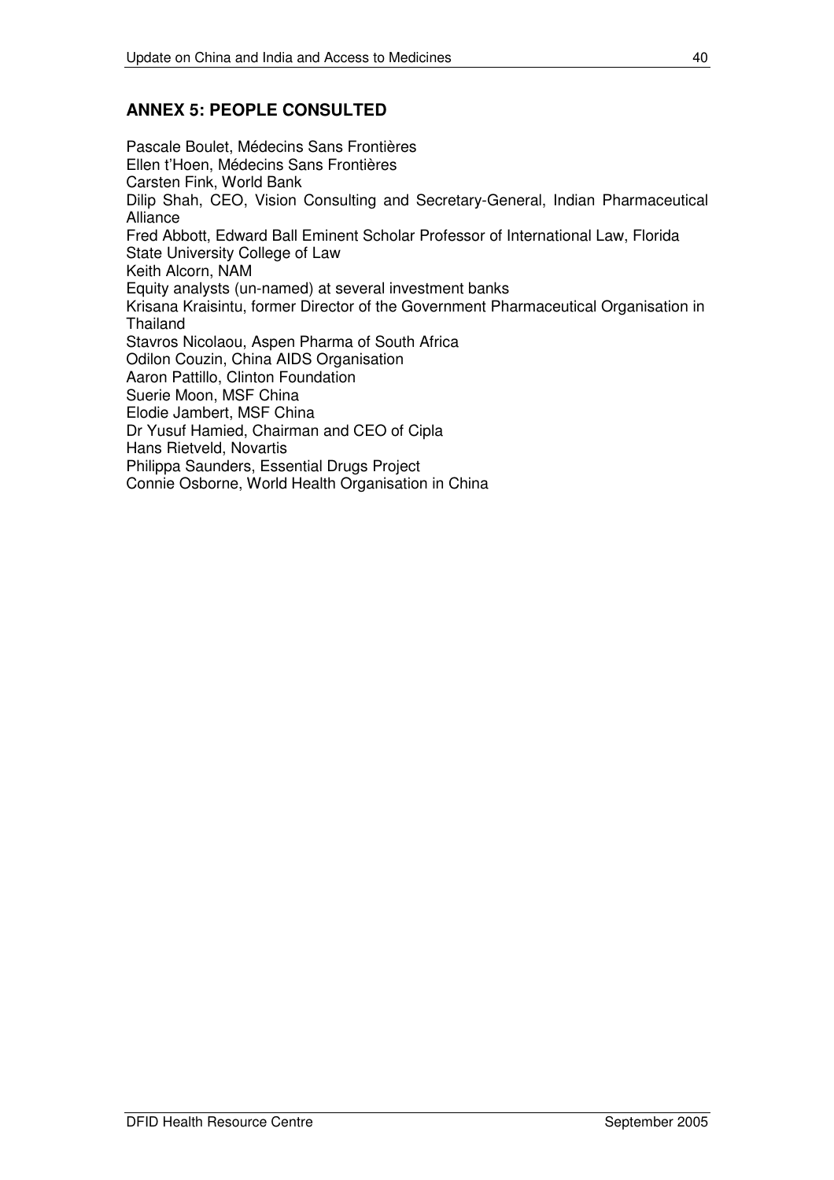## ANNEX 5: PEOPLE CONSULTED

Pascale Boulet, Médecins Sans Frontières
Ellen t'Hoen, Médecins Sans Frontières
Carsten Fink, World Bank
Dilip Shah, CEO, Vision Consulting and Secretary-General, Indian Pharmaceutical Alliance
Fred Abbott, Edward Ball Eminent Scholar Professor of International Law, Florida State University College of Law
Keith Alcorn, NAM
Equity analysts (un-named) at several investment banks
Krisana Kraisintu, former Director of the Government Pharmaceutical Organisation in Thailand
Stavros Nicolaou, Aspen Pharma of South Africa
Odilon Couzin, China AIDS Organisation
Aaron Pattillo, Clinton Foundation
Suerie Moon, MSF China
Elodie Jambert, MSF China
Dr Yusuf Hamied, Chairman and CEO of Cipla
Hans Rietveld, Novartis
Philippa Saunders, Essential Drugs Project
Connie Osborne, World Health Organisation in China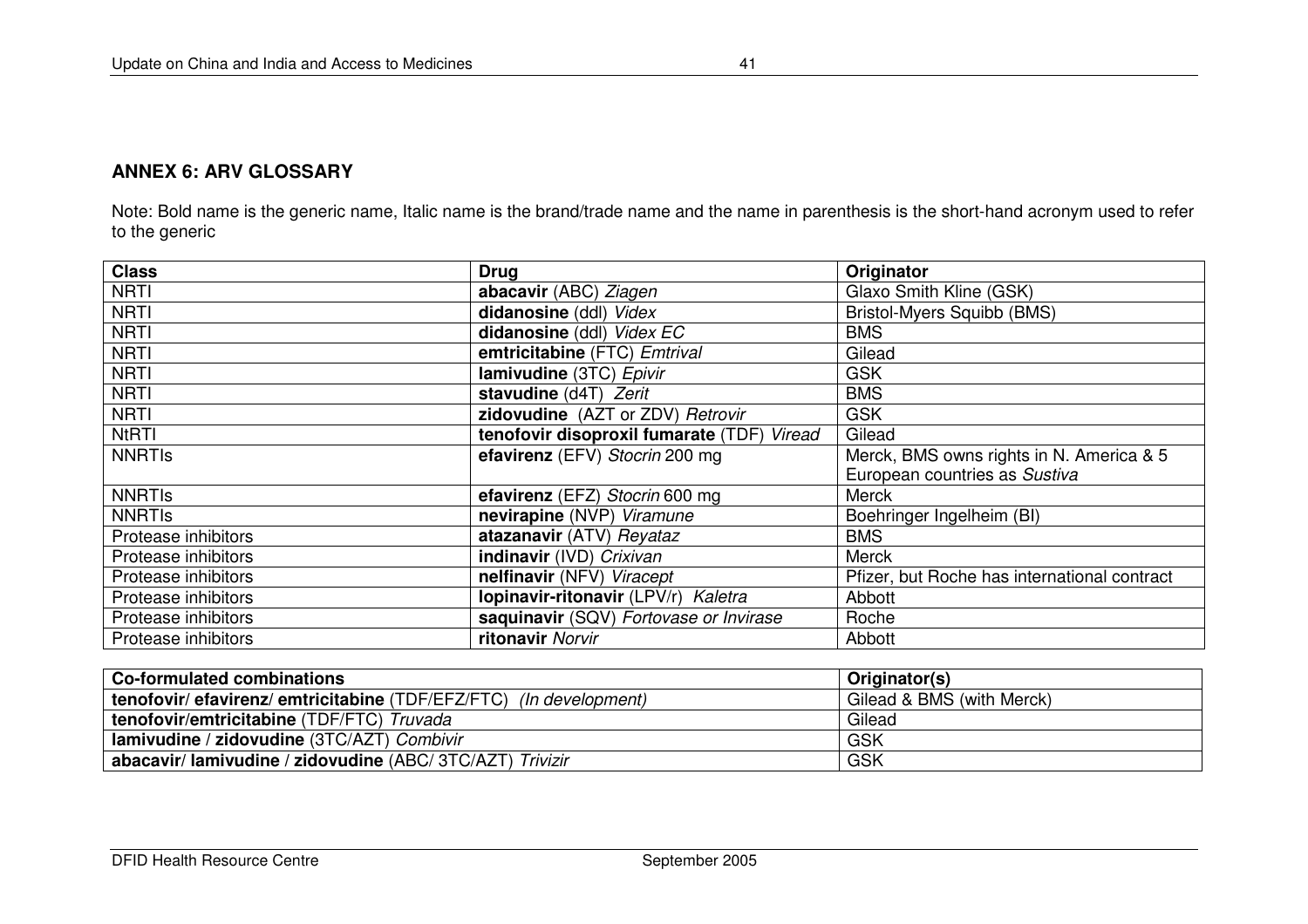## ANNEX 6: ARV GLOSSARY

Note: Bold name is the generic name, Italic name is the brand/trade name and the name in parenthesis is the short-hand acronym used to refer to the generic

| Class | Drug | Originator |
|---|---|---|
| NRTI | **abacavir** (ABC) *Ziagen* | Glaxo Smith Kline (GSK) |
| NRTI | **didanosine** (ddl) *Videx* | Bristol-Myers Squibb (BMS) |
| NRTI | **didanosine** (ddl) *Videx EC* | BMS |
| NRTI | **emtricitabine** (FTC) *Emtrival* | Gilead |
| NRTI | **lamivudine** (3TC) *Epivir* | GSK |
| NRTI | **stavudine** (d4T) *Zerit* | BMS |
| NRTI | **zidovudine** (AZT or ZDV) *Retrovir* | GSK |
| NtRTI | **tenofovir disoproxil fumarate** (TDF) *Viread* | Gilead |
| NNRTIs | **efavirenz** (EFV) *Stocrin* 200 mg | Merck, BMS owns rights in N. America & 5 European countries as *Sustiva* |
| NNRTIs | **efavirenz** (EFZ) *Stocrin* 600 mg | Merck |
| NNRTIs | **nevirapine** (NVP) *Viramune* | Boehringer Ingelheim (BI) |
| Protease inhibitors | **atazanavir** (ATV) *Reyataz* | BMS |
| Protease inhibitors | **indinavir** (IVD) *Crixivan* | Merck |
| Protease inhibitors | **nelfinavir** (NFV) *Viracept* | Pfizer, but Roche has international contract |
| Protease inhibitors | **lopinavir-ritonavir** (LPV/r) *Kaletra* | Abbott |
| Protease inhibitors | **saquinavir** (SQV) *Fortovase or Invirase* | Roche |
| Protease inhibitors | **ritonavir** *Norvir* | Abbott |

| Co-formulated combinations | Originator(s) |
|---|---|
| **tenofovir/ efavirenz/ emtricitabine** (TDF/EFZ/FTC) *(In development)* | Gilead & BMS (with Merck) |
| **tenofovir/emtricitabine** (TDF/FTC) *Truvada* | Gilead |
| **lamivudine / zidovudine** (3TC/AZT) *Combivir* | GSK |
| **abacavir/ lamivudine / zidovudine** (ABC/ 3TC/AZT) *Trivizir* | GSK |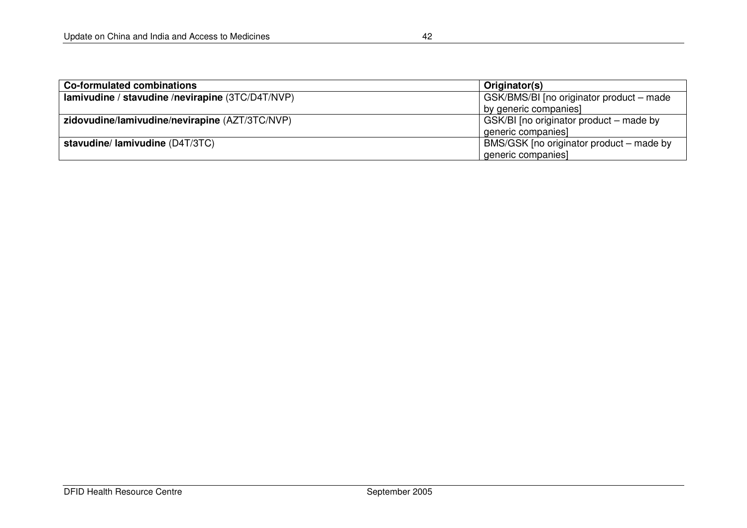| Co-formulated combinations | Originator(s) |
| --- | --- |
| **lamivudine** / **stavudine** /**nevirapine** (3TC/D4T/NVP) | GSK/BMS/BI [no originator product – made by generic companies] |
| **zidovudine**/**lamivudine**/**nevirapine** (AZT/3TC/NVP) | GSK/BI [no originator product – made by generic companies] |
| **stavudine**/ **lamivudine** (D4T/3TC) | BMS/GSK [no originator product – made by generic companies] |